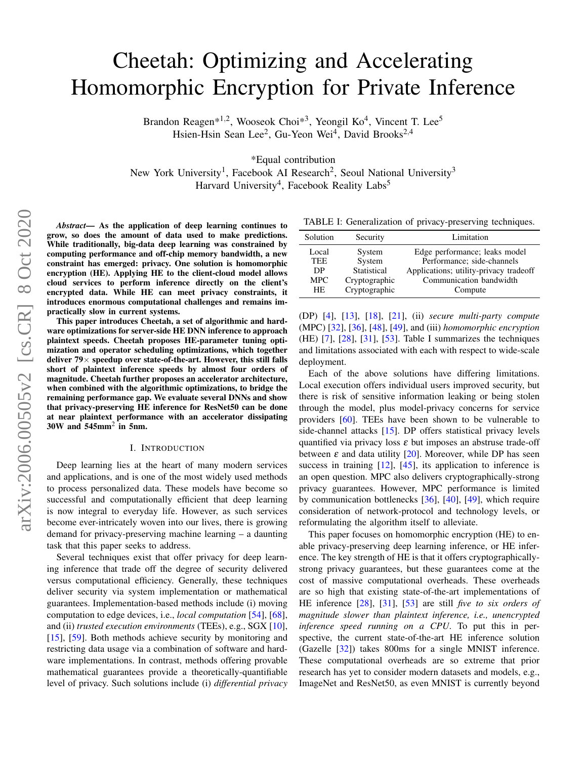# Cheetah: Optimizing and Accelerating Homomorphic Encryption for Private Inference

Brandon Reagen*[1,2], Wooseok Choi*[3], Yeongil Ko[4], Vincent T. Lee[5]
Hsien-Hsin Sean Lee[2], Gu-Yeon Wei[4], David Brooks[2,4]

*Equal contribution
New York University[1], Facebook AI Research[2], Seoul National University[3]
Harvard University[4], Facebook Reality Labs[5]

***Abstract*— As the application of deep learning continues to grow, so does the amount of data used to make predictions. While traditionally, big-data deep learning was constrained by computing performance and off-chip memory bandwidth, a new constraint has emerged: privacy. One solution is homomorphic encryption (HE). Applying HE to the client-cloud model allows cloud services to perform inference directly on the client's encrypted data. While HE can meet privacy constraints, it introduces enormous computational challenges and remains impractically slow in current systems.**

**This paper introduces Cheetah, a set of algorithmic and hardware optimizations for server-side HE DNN inference to approach plaintext speeds. Cheetah proposes HE-parameter tuning optimization and operator scheduling optimizations, which together deliver 79× speedup over state-of-the-art. However, this still falls short of plaintext inference speeds by almost four orders of magnitude. Cheetah further proposes an accelerator architecture, when combined with the algorithmic optimizations, to bridge the remaining performance gap. We evaluate several DNNs and show that privacy-preserving HE inference for ResNet50 can be done at near plaintext performance with an accelerator dissipating 30W and 545mm$^2$ in 5nm.**

## I. Introduction

Deep learning lies at the heart of many modern services and applications, and is one of the most widely used methods to process personalized data. These models have become so successful and computationally efficient that deep learning is now integral to everyday life. However, as such services become ever-intricately woven into our lives, there is growing demand for privacy-preserving machine learning – a daunting task that this paper seeks to address.

Several techniques exist that offer privacy for deep learning inference that trade off the degree of security delivered versus computational efficiency. Generally, these techniques deliver security via system implementation or mathematical guarantees. Implementation-based methods include (i) moving computation to edge devices, i.e., *local computation* [54], [68], and (ii) *trusted execution environments* (TEEs), e.g., SGX [10], [15], [59]. Both methods achieve security by monitoring and restricting data usage via a combination of software and hardware implementations. In contrast, methods offering provable mathematical guarantees provide a theoretically-quantifiable level of privacy. Such solutions include (i) *differential privacy* (DP) [4], [13], [18], [21], (ii) *secure multi-party compute* (MPC) [32], [36], [48], [49], and (iii) *homomorphic encryption* (HE) [7], [28], [31], [53]. Table I summarizes the techniques and limitations associated with each with respect to wide-scale deployment.

TABLE I: Generalization of privacy-preserving techniques.

| Solution | Security | Limitation |
|---|---|---|
| Local | System | Edge performance; leaks model |
| TEE | System | Performance; side-channels |
| DP | Statistical | Applications; utility-privacy tradeoff |
| MPC | Cryptographic | Communication bandwidth |
| HE | Cryptographic | Compute |

Each of the above solutions have differing limitations. Local execution offers individual users improved security, but there is risk of sensitive information leaking or being stolen through the model, plus model-privacy concerns for service providers [60]. TEEs have been shown to be vulnerable to side-channel attacks [15]. DP offers statistical privacy levels quantified via privacy loss $\varepsilon$ but imposes an abstruse trade-off between $\varepsilon$ and data utility [20]. Moreover, while DP has seen success in training [12], [45], its application to inference is an open question. MPC also delivers cryptographically-strong privacy guarantees. However, MPC performance is limited by communication bottlenecks [36], [40], [49], which require consideration of network-protocol and technology levels, or reformulating the algorithm itself to alleviate.

This paper focuses on homomorphic encryption (HE) to enable privacy-preserving deep learning inference, or HE inference. The key strength of HE is that it offers cryptographically-strong privacy guarantees, but these guarantees come at the cost of massive computational overheads. These overheads are so high that existing state-of-the-art implementations of HE inference [28], [31], [53] are still *five to six orders of magnitude slower than plaintext inference, i.e., unencrypted inference speed running on a CPU*. To put this in perspective, the current state-of-the-art HE inference solution (Gazelle [32]) takes 800ms for a single MNIST inference. These computational overheads are so extreme that prior research has yet to consider modern datasets and models, e.g., ImageNet and ResNet50, as even MNIST is currently beyond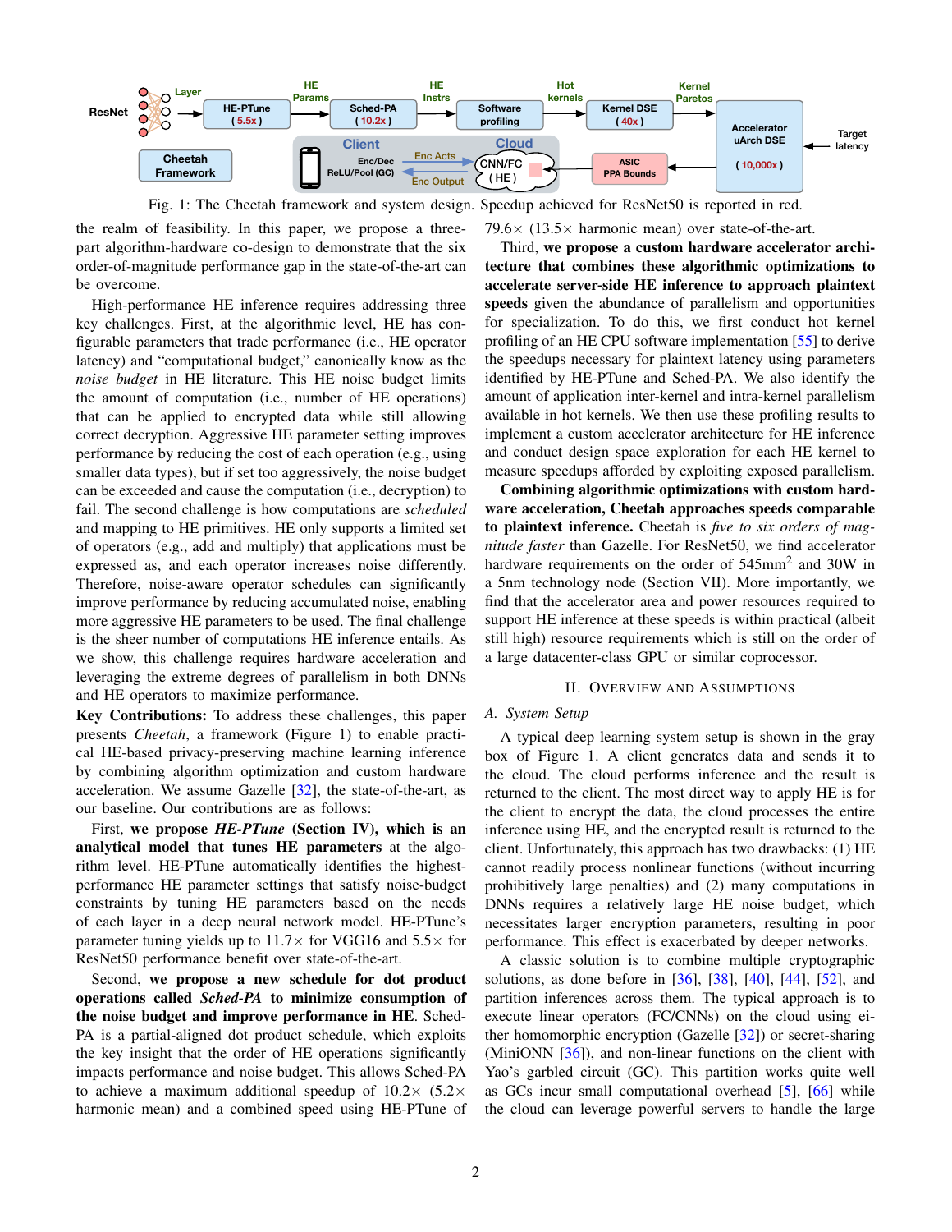Fig. 1: The Cheetah framework and system design. Speedup achieved for ResNet50 is reported in red.

the realm of feasibility. In this paper, we propose a three-part algorithm-hardware co-design to demonstrate that the six order-of-magnitude performance gap in the state-of-the-art can be overcome.

High-performance HE inference requires addressing three key challenges. First, at the algorithmic level, HE has configurable parameters that trade performance (i.e., HE operator latency) and "computational budget," canonically know as the *noise budget* in HE literature. This HE noise budget limits the amount of computation (i.e., number of HE operations) that can be applied to encrypted data while still allowing correct decryption. Aggressive HE parameter setting improves performance by reducing the cost of each operation (e.g., using smaller data types), but if set too aggressively, the noise budget can be exceeded and cause the computation (i.e., decryption) to fail. The second challenge is how computations are *scheduled* and mapping to HE primitives. HE only supports a limited set of operators (e.g., add and multiply) that applications must be expressed as, and each operator increases noise differently. Therefore, noise-aware operator schedules can significantly improve performance by reducing accumulated noise, enabling more aggressive HE parameters to be used. The final challenge is the sheer number of computations HE inference entails. As we show, this challenge requires hardware acceleration and leveraging the extreme degrees of parallelism in both DNNs and HE operators to maximize performance.

**Key Contributions:** To address these challenges, this paper presents *Cheetah*, a framework (Figure 1) to enable practical HE-based privacy-preserving machine learning inference by combining algorithm optimization and custom hardware acceleration. We assume Gazelle [32], the state-of-the-art, as our baseline. Our contributions are as follows:

First, **we propose *HE-PTune* (Section IV), which is an analytical model that tunes HE parameters** at the algorithm level. HE-PTune automatically identifies the highest-performance HE parameter settings that satisfy noise-budget constraints by tuning HE parameters based on the needs of each layer in a deep neural network model. HE-PTune's parameter tuning yields up to 11.7× for VGG16 and 5.5× for ResNet50 performance benefit over state-of-the-art.

Second, **we propose a new schedule for dot product operations called *Sched-PA* to minimize consumption of the noise budget and improve performance in HE.** Sched-PA is a partial-aligned dot product schedule, which exploits the key insight that the order of HE operations significantly impacts performance and noise budget. This allows Sched-PA to achieve a maximum additional speedup of 10.2× (5.2× harmonic mean) and a combined speed using HE-PTune of 79.6× (13.5× harmonic mean) over state-of-the-art.

Third, **we propose a custom hardware accelerator architecture that combines these algorithmic optimizations to accelerate server-side HE inference to approach plaintext speeds** given the abundance of parallelism and opportunities for specialization. To do this, we first conduct hot kernel profiling of an HE CPU software implementation [55] to derive the speedups necessary for plaintext latency using parameters identified by HE-PTune and Sched-PA. We also identify the amount of application inter-kernel and intra-kernel parallelism available in hot kernels. We then use these profiling results to implement a custom accelerator architecture for HE inference and conduct design space exploration for each HE kernel to measure speedups afforded by exploiting exposed parallelism.

**Combining algorithmic optimizations with custom hardware acceleration, Cheetah approaches speeds comparable to plaintext inference.** Cheetah is *five to six orders of magnitude faster* than Gazelle. For ResNet50, we find accelerator hardware requirements on the order of 545mm$^2$ and 30W in a 5nm technology node (Section VII). More importantly, we find that the accelerator area and power resources required to support HE inference at these speeds is within practical (albeit still high) resource requirements which is still on the order of a large datacenter-class GPU or similar coprocessor.

## II. Overview and Assumptions

### A. System Setup

A typical deep learning system setup is shown in the gray box of Figure 1. A client generates data and sends it to the cloud. The cloud performs inference and the result is returned to the client. The most direct way to apply HE is for the client to encrypt the data, the cloud processes the entire inference using HE, and the encrypted result is returned to the client. Unfortunately, this approach has two drawbacks: (1) HE cannot readily process nonlinear functions (without incurring prohibitively large penalties) and (2) many computations in DNNs requires a relatively large HE noise budget, which necessitates larger encryption parameters, resulting in poor performance. This effect is exacerbated by deeper networks.

A classic solution is to combine multiple cryptographic solutions, as done before in [36], [38], [40], [44], [52], and partition inferences across them. The typical approach is to execute linear operators (FC/CNNs) on the cloud using either homomorphic encryption (Gazelle [32]) or secret-sharing (MiniONN [36]), and non-linear functions on the client with Yao's garbled circuit (GC). This partition works quite well as GCs incur small computational overhead [5], [66] while the cloud can leverage powerful servers to handle the large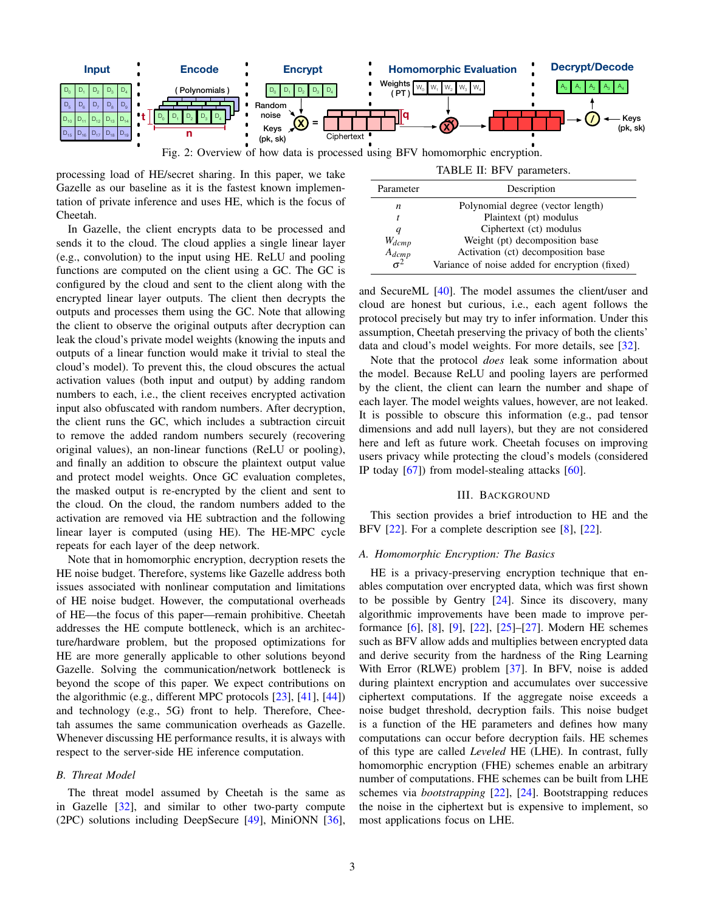Fig. 2: Overview of how data is processed using BFV homomorphic encryption.

processing load of HE/secret sharing. In this paper, we take Gazelle as our baseline as it is the fastest known implementation of private inference and uses HE, which is the focus of Cheetah.

In Gazelle, the client encrypts data to be processed and sends it to the cloud. The cloud applies a single linear layer (e.g., convolution) to the input using HE. ReLU and pooling functions are computed on the client using a GC. The GC is configured by the cloud and sent to the client along with the encrypted linear layer outputs. The client then decrypts the outputs and processes them using the GC. Note that allowing the client to observe the original outputs after decryption can leak the cloud's private model weights (knowing the inputs and outputs of a linear function would make it trivial to steal the cloud's model). To prevent this, the cloud obscures the actual activation values (both input and output) by adding random numbers to each, i.e., the client receives encrypted activation input also obfuscated with random numbers. After decryption, the client runs the GC, which includes a subtraction circuit to remove the added random numbers securely (recovering original values), an non-linear functions (ReLU or pooling), and finally an addition to obscure the plaintext output value and protect model weights. Once GC evaluation completes, the masked output is re-encrypted by the client and sent to the cloud. On the cloud, the random numbers added to the activation are removed via HE subtraction and the following linear layer is computed (using HE). The HE-MPC cycle repeats for each layer of the deep network.

Note that in homomorphic encryption, decryption resets the HE noise budget. Therefore, systems like Gazelle address both issues associated with nonlinear computation and limitations of HE noise budget. However, the computational overheads of HE—the focus of this paper—remain prohibitive. Cheetah addresses the HE compute bottleneck, which is an architecture/hardware problem, but the proposed optimizations for HE are more generally applicable to other solutions beyond Gazelle. Solving the communication/network bottleneck is beyond the scope of this paper. We expect contributions on the algorithmic (e.g., different MPC protocols [23], [41], [44]) and technology (e.g., 5G) front to help. Therefore, Cheetah assumes the same communication overheads as Gazelle. Whenever discussing HE performance results, it is always with respect to the server-side HE inference computation.

### B. Threat Model

The threat model assumed by Cheetah is the same as in Gazelle [32], and similar to other two-party compute (2PC) solutions including DeepSecure [49], MiniONN [36], and SecureML [40]. The model assumes the client/user and cloud are honest but curious, i.e., each agent follows the protocol precisely but may try to infer information. Under this assumption, Cheetah preserving the privacy of both the clients' data and cloud's model weights. For more details, see [32].

Note that the protocol *does* leak some information about the model. Because ReLU and pooling layers are performed by the client, the client can learn the number and shape of each layer. The model weights values, however, are not leaked. It is possible to obscure this information (e.g., pad tensor dimensions and add null layers), but they are not considered here and left as future work. Cheetah focuses on improving users privacy while protecting the cloud's models (considered IP today [67]) from model-stealing attacks [60].

TABLE II: BFV parameters.

| Parameter | Description |
|---|---|
| $n$ | Polynomial degree (vector length) |
| $t$ | Plaintext (pt) modulus |
| $q$ | Ciphertext (ct) modulus |
| $W_{dcmp}$ | Weight (pt) decomposition base |
| $A_{dcmp}$ | Activation (ct) decomposition base |
| $\sigma^2$ | Variance of noise added for encryption (fixed) |

## III. Background

This section provides a brief introduction to HE and the BFV [22]. For a complete description see [8], [22].

### A. Homomorphic Encryption: The Basics

HE is a privacy-preserving encryption technique that enables computation over encrypted data, which was first shown to be possible by Gentry [24]. Since its discovery, many algorithmic improvements have been made to improve performance [6], [8], [9], [22], [25]–[27]. Modern HE schemes such as BFV allow adds and multiplies between encrypted data and derive security from the hardness of the Ring Learning With Error (RLWE) problem [37]. In BFV, noise is added during plaintext encryption and accumulates over successive ciphertext computations. If the aggregate noise exceeds a noise budget threshold, decryption fails. This noise budget is a function of the HE parameters and defines how many computations can occur before decryption fails. HE schemes of this type are called *Leveled* HE (LHE). In contrast, fully homomorphic encryption (FHE) schemes enable an arbitrary number of computations. FHE schemes can be built from LHE schemes via *bootstrapping* [22], [24]. Bootstrapping reduces the noise in the ciphertext but is expensive to implement, so most applications focus on LHE.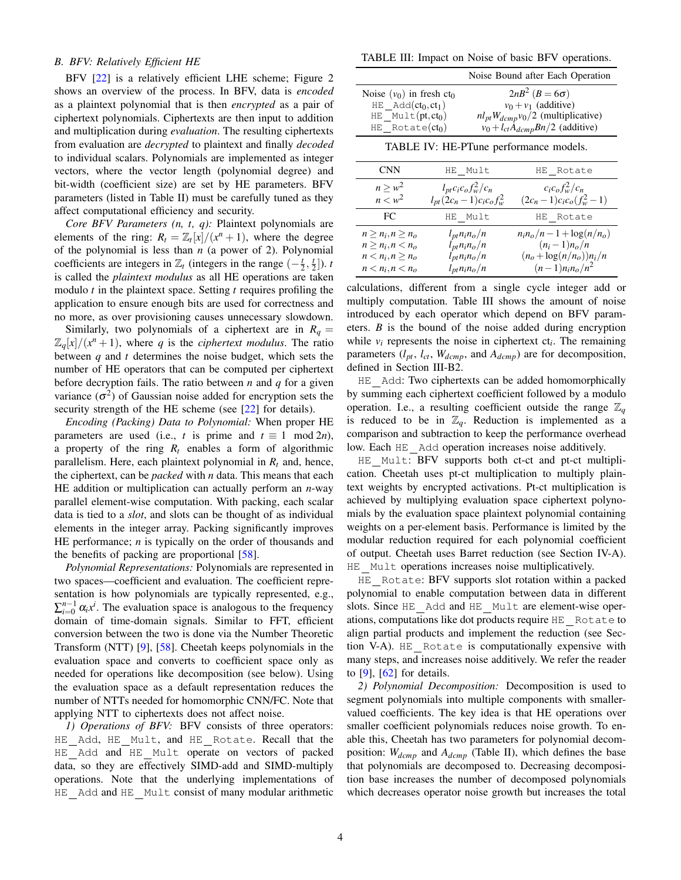### B. BFV: Relatively Efficient HE

BFV [22] is a relatively efficient LHE scheme; Figure 2 shows an overview of the process. In BFV, data is *encoded* as a plaintext polynomial that is then *encrypted* as a pair of ciphertext polynomials. Ciphertexts are then input to addition and multiplication during *evaluation*. The resulting ciphertexts from evaluation are *decrypted* to plaintext and finally *decoded* to individual scalars. Polynomials are implemented as integer vectors, where the vector length (polynomial degree) and bit-width (coefficient size) are set by HE parameters. BFV parameters (listed in Table II) must be carefully tuned as they affect computational efficiency and security.

*Core BFV Parameters (n, t, q):* Plaintext polynomials are elements of the ring: $R_t = \mathbb{Z}_t[x]/(x^n+1)$, where the degree of the polynomial is less than $n$ (a power of 2). Polynomial coefficients are integers in $\mathbb{Z}_t$ (integers in the range $(-\frac{t}{2}, \frac{t}{2}]$). $t$ is called the *plaintext modulus* as all HE operations are taken modulo $t$ in the plaintext space. Setting $t$ requires profiling the application to ensure enough bits are used for correctness and no more, as over provisioning causes unnecessary slowdown.

Similarly, two polynomials of a ciphertext are in $R_q = \mathbb{Z}_q[x]/(x^n+1)$, where $q$ is the *ciphertext modulus*. The ratio between $q$ and $t$ determines the noise budget, which sets the number of HE operators that can be computed per ciphertext before decryption fails. The ratio between $n$ and $q$ for a given variance ($\sigma^2$) of Gaussian noise added for encryption sets the security strength of the HE scheme (see [22] for details).

*Encoding (Packing) Data to Polynomial:* When proper HE parameters are used (i.e., $t$ is prime and $t \equiv 1 \mod 2n$), a property of the ring $R_t$ enables a form of algorithmic parallelism. Here, each plaintext polynomial in $R_t$ and, hence, the ciphertext, can be *packed* with $n$ data. This means that each HE addition or multiplication can actually perform an $n$-way parallel element-wise computation. With packing, each scalar data is tied to a *slot*, and slots can be thought of as individual elements in the integer array. Packing significantly improves HE performance; $n$ is typically on the order of thousands and the benefits of packing are proportional [58].

*Polynomial Representations:* Polynomials are represented in two spaces—coefficient and evaluation. The coefficient representation is how polynomials are typically represented, e.g., $\sum_{i=0}^{n-1} \alpha_i x^i$. The evaluation space is analogous to the frequency domain of time-domain signals. Similar to FFT, efficient conversion between the two is done via the Number Theoretic Transform (NTT) [9], [58]. Cheetah keeps polynomials in the evaluation space and converts to coefficient space only as needed for operations like decomposition (see below). Using the evaluation space as a default representation reduces the number of NTTs needed for homomorphic CNN/FC. Note that applying NTT to ciphertexts does not affect noise.

*1) Operations of BFV:* BFV consists of three operators: HE_Add, HE_Mult, and HE_Rotate. Recall that the HE_Add and HE_Mult operate on vectors of packed data, so they are effectively SIMD-add and SIMD-multiply operations. Note that the underlying implementations of HE_Add and HE_Mult consist of many modular arithmetic calculations, different from a single cycle integer add or multiply computation. Table III shows the amount of noise introduced by each operator which depend on BFV parameters. $B$ is the bound of the noise added during encryption while $v_i$ represents the noise in ciphertext $ct_i$. The remaining parameters ($l_{pt}$, $l_{ct}$, $W_{dcmp}$, and $A_{dcmp}$) are for decomposition, defined in Section III-B2.

TABLE III: Impact on Noise of basic BFV operations.

| | Noise Bound after Each Operation |
|---|---|
| Noise ($v_0$) in fresh $ct_0$ | $2nB^2$ ($B = 6\sigma$) |
| HE_Add($ct_0, ct_1$) | $v_0 + v_1$ (additive) |
| HE_Mult($pt, ct_0$) | $nl_{pt}W_{dcmp}v_0/2$ (multiplicative) |
| HE_Rotate($ct_0$) | $v_0 + l_{ct}A_{dcmp}Bn/2$ (additive) |

TABLE IV: HE-PTune performance models.

| CNN | HE_Mult | HE_Rotate |
|---|---|---|
| $n \geq w^2$ | $l_{pt}c_ic_of_w^2/c_n$ | $c_ic_of_w^2/c_n$ |
| $n < w^2$ | $l_{pt}(2c_n-1)c_ic_of_w^2$ | $(2c_n-1)c_ic_o(f_w^2-1)$ |
| **FC** | **HE_Mult** | **HE_Rotate** |
| $n \geq n_i, n \geq n_o$ | $l_{pt}n_in_o/n$ | $n_in_o/n - 1 + \log(n/n_o)$ |
| $n \geq n_i, n < n_o$ | $l_{pt}n_in_o/n$ | $(n_i-1)n_o/n$ |
| $n < n_i, n \geq n_o$ | $l_{pt}n_in_o/n$ | $(n_o + \log(n/n_o))n_i/n$ |
| $n < n_i, n < n_o$ | $l_{pt}n_in_o/n$ | $(n-1)n_in_o/n^2$ |

HE_Add: Two ciphertexts can be added homomorphically by summing each ciphertext coefficient followed by a modulo operation. I.e., a resulting coefficient outside the range $\mathbb{Z}_q$ is reduced to be in $\mathbb{Z}_q$. Reduction is implemented as a comparison and subtraction to keep the performance overhead low. Each HE_Add operation increases noise additively.

HE_Mult: BFV supports both ct-ct and pt-ct multiplication. Cheetah uses pt-ct multiplication to multiply plaintext weights by encrypted activations. Pt-ct multiplication is achieved by multiplying evaluation space ciphertext polynomials by the evaluation space plaintext polynomial containing weights on a per-element basis. Performance is limited by the modular reduction required for each polynomial coefficient of output. Cheetah uses Barret reduction (see Section IV-A). HE_Mult operations increases noise multiplicatively.

HE_Rotate: BFV supports slot rotation within a packed polynomial to enable computation between data in different slots. Since HE_Add and HE_Mult are element-wise operations, computations like dot products require HE_Rotate to align partial products and implement the reduction (see Section V-A). HE_Rotate is computationally expensive with many steps, and increases noise additively. We refer the reader to [9], [62] for details.

*2) Polynomial Decomposition:* Decomposition is used to segment polynomials into multiple components with smaller-valued coefficients. The key idea is that HE operations over smaller coefficient polynomials reduces noise growth. To enable this, Cheetah has two parameters for polynomial decomposition: $W_{dcmp}$ and $A_{dcmp}$ (Table II), which defines the base that polynomials are decomposed to. Decreasing decomposition base increases the number of decomposed polynomials which decreases operator noise growth but increases the total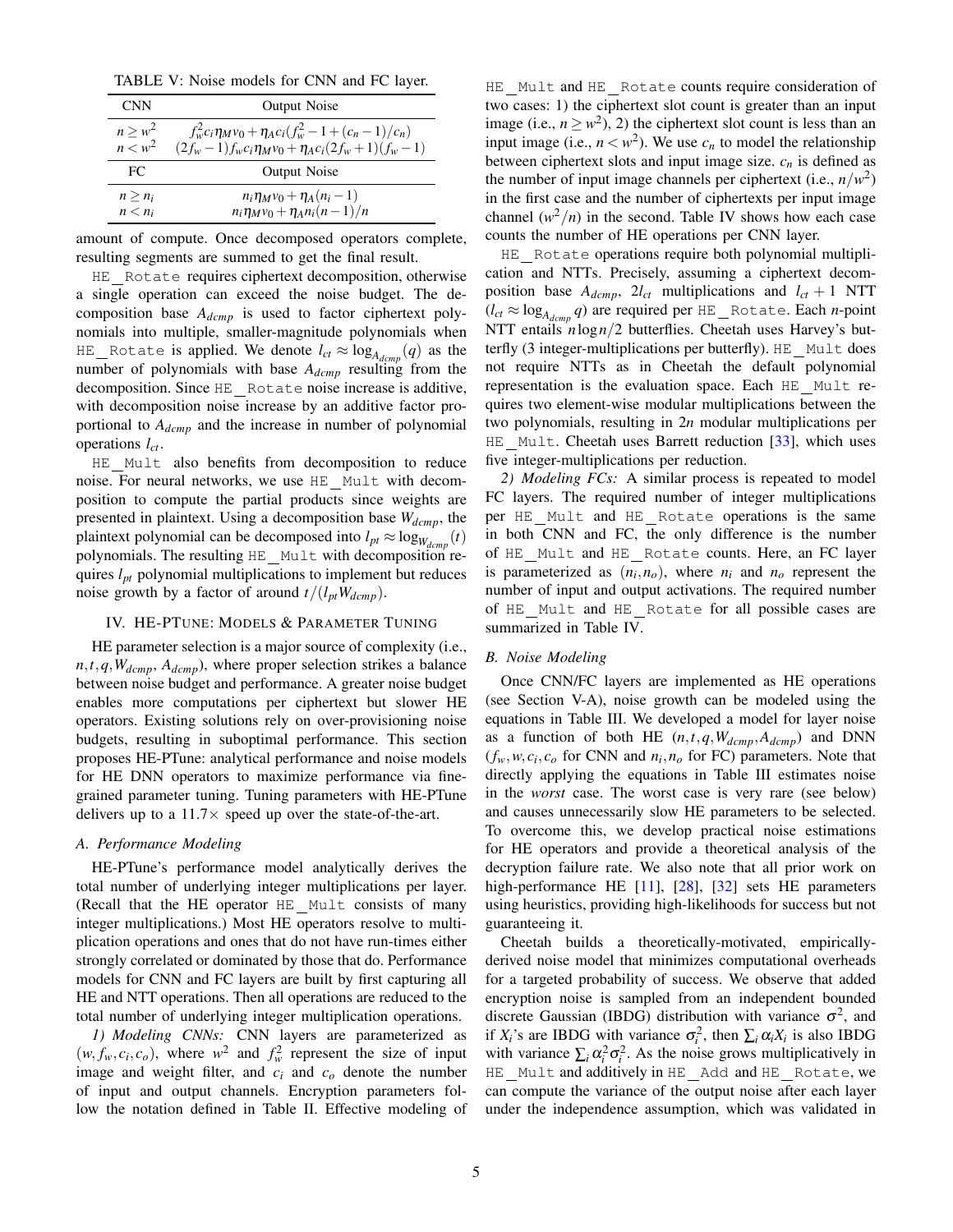TABLE V: Noise models for CNN and FC layer.

| CNN | Output Noise |
|---|---|
| $n \geq w^2$ | $f_w^2 c_i \eta_M v_0 + \eta_A c_i (f_w^2 - 1 + (c_n - 1)/c_n)$ |
| $n < w^2$ | $(2f_w - 1) f_w c_i \eta_M v_0 + \eta_A c_i (2f_w + 1)(f_w - 1)$ |
| **FC** | **Output Noise** |
| $n \geq n_i$ | $n_i \eta_M v_0 + \eta_A (n_i - 1)$ |
| $n < n_i$ | $n_i \eta_M v_0 + \eta_A n_i (n-1)/n$ |

amount of compute. Once decomposed operators complete, resulting segments are summed to get the final result.

HE_Rotate requires ciphertext decomposition, otherwise a single operation can exceed the noise budget. The decomposition base $A_{dcmp}$ is used to factor ciphertext polynomials into multiple, smaller-magnitude polynomials when HE_Rotate is applied. We denote $l_{ct} \approx \log_{A_{dcmp}}(q)$ as the number of polynomials with base $A_{dcmp}$ resulting from the decomposition. Since HE_Rotate noise increase is additive, with decomposition noise increase by an additive factor proportional to $A_{dcmp}$ and the increase in number of polynomial operations $l_{ct}$.

HE_Mult also benefits from decomposition to reduce noise. For neural networks, we use HE_Mult with decomposition to compute the partial products since weights are presented in plaintext. Using a decomposition base $W_{dcmp}$, the plaintext polynomial can be decomposed into $l_{pt} \approx \log_{W_{dcmp}}(t)$ polynomials. The resulting HE_Mult with decomposition requires $l_{pt}$ polynomial multiplications to implement but reduces noise growth by a factor of around $t/(l_{pt} W_{dcmp})$.

## IV. HE-PTune: Models & Parameter Tuning

HE parameter selection is a major source of complexity (i.e., $n, t, q, W_{dcmp}, A_{dcmp}$), where proper selection strikes a balance between noise budget and performance. A greater noise budget enables more computations per ciphertext but slower HE operators. Existing solutions rely on over-provisioning noise budgets, resulting in suboptimal performance. This section proposes HE-PTune: analytical performance and noise models for HE DNN operators to maximize performance via fine-grained parameter tuning. Tuning parameters with HE-PTune delivers up to a 11.7× speed up over the state-of-the-art.

### A. Performance Modeling

HE-PTune's performance model analytically derives the total number of underlying integer multiplications per layer. (Recall that the HE operator HE_Mult consists of many integer multiplications.) Most HE operators resolve to multiplication operations and ones that do not have run-times either strongly correlated or dominated by those that do. Performance models for CNN and FC layers are built by first capturing all HE and NTT operations. Then all operations are reduced to the total number of underlying integer multiplication operations.

*1) Modeling CNNs:* CNN layers are parameterized as $(w, f_w, c_i, c_o)$, where $w^2$ and $f_w^2$ represent the size of input image and weight filter, and $c_i$ and $c_o$ denote the number of input and output channels. Encryption parameters follow the notation defined in Table II. Effective modeling of HE_Mult and HE_Rotate counts require consideration of two cases: 1) the ciphertext slot count is greater than an input image (i.e., $n \geq w^2$), 2) the ciphertext slot count is less than an input image (i.e., $n < w^2$). We use $c_n$ to model the relationship between ciphertext slots and input image size. $c_n$ is defined as the number of input image channels per ciphertext (i.e., $n/w^2$) in the first case and the number of ciphertexts per input image channel ($w^2/n$) in the second. Table IV shows how each case counts the number of HE operations per CNN layer.

HE_Rotate operations require both polynomial multiplication and NTTs. Precisely, assuming a ciphertext decomposition base $A_{dcmp}$, $2l_{ct}$ multiplications and $l_{ct}+1$ NTT ($l_{ct} \approx \log_{A_{dcmp}} q$) are required per HE_Rotate. Each $n$-point NTT entails $n \log n/2$ butterflies. Cheetah uses Harvey's butterfly (3 integer-multiplications per butterfly). HE_Mult does not require NTTs as in Cheetah the default polynomial representation is the evaluation space. Each HE_Mult requires two element-wise modular multiplications between the two polynomials, resulting in $2n$ modular multiplications per HE_Mult. Cheetah uses Barrett reduction [33], which uses five integer-multiplications per reduction.

*2) Modeling FCs:* A similar process is repeated to model FC layers. The required number of integer multiplications per HE_Mult and HE_Rotate operations is the same in both CNN and FC, the only difference is the number of HE_Mult and HE_Rotate counts. Here, an FC layer is parameterized as $(n_i, n_o)$, where $n_i$ and $n_o$ represent the number of input and output activations. The required number of HE_Mult and HE_Rotate for all possible cases are summarized in Table IV.

### B. Noise Modeling

Once CNN/FC layers are implemented as HE operations (see Section V-A), noise growth can be modeled using the equations in Table III. We developed a model for layer noise as a function of both HE ($n, t, q, W_{dcmp}, A_{dcmp}$) and DNN ($f_w, w, c_i, c_o$ for CNN and $n_i, n_o$ for FC) parameters. Note that directly applying the equations in Table III estimates noise in the *worst* case. The worst case is very rare (see below) and causes unnecessarily slow HE parameters to be selected. To overcome this, we develop practical noise estimations for HE operators and provide a theoretical analysis of the decryption failure rate. We also note that all prior work on high-performance HE [11], [28], [32] sets HE parameters using heuristics, providing high-likelihoods for success but not guaranteeing it.

Cheetah builds a theoretically-motivated, empirically-derived noise model that minimizes computational overheads for a targeted probability of success. We observe that added encryption noise is sampled from an independent bounded discrete Gaussian (IBDG) distribution with variance $\sigma^2$, and if $X_i$'s are IBDG with variance $\sigma_i^2$, then $\sum_i \alpha_i X_i$ is also IBDG with variance $\sum_i \alpha_i^2 \sigma_i^2$. As the noise grows multiplicatively in HE_Mult and additively in HE_Add and HE_Rotate, we can compute the variance of the output noise after each layer under the independence assumption, which was validated in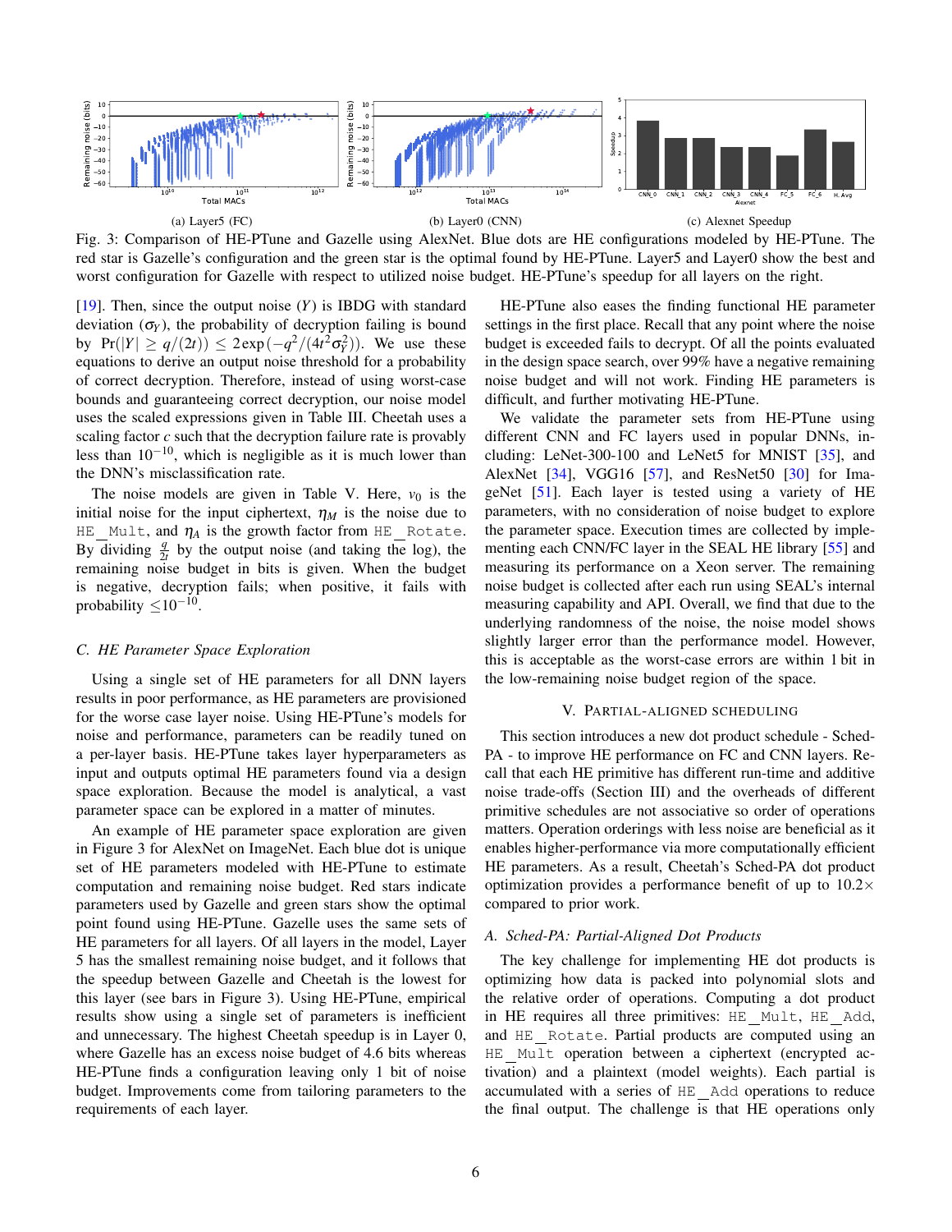Fig. 3: Comparison of HE-PTune and Gazelle using AlexNet. Blue dots are HE configurations modeled by HE-PTune. The red star is Gazelle's configuration and the green star is the optimal found by HE-PTune. Layer5 and Layer0 show the best and worst configuration for Gazelle with respect to utilized noise budget. HE-PTune's speedup for all layers on the right.

(a) Layer5 (FC) (b) Layer0 (CNN) (c) Alexnet Speedup

[19]. Then, since the output noise ($Y$) is IBDG with standard deviation ($\sigma_Y$), the probability of decryption failing is bound by $\Pr(|Y| \geq q/(2t)) \leq 2\exp(-q^2/(4t^2\sigma_Y^2))$. We use these equations to derive an output noise threshold for a probability of correct decryption. Therefore, instead of using worst-case bounds and guaranteeing correct decryption, our noise model uses the scaled expressions given in Table III. Cheetah uses a scaling factor $c$ such that the decryption failure rate is provably less than $10^{-10}$, which is negligible as it is much lower than the DNN's misclassification rate.

The noise models are given in Table V. Here, $v_0$ is the initial noise for the input ciphertext, $\eta_M$ is the noise due to HE_Mult, and $\eta_A$ is the growth factor from HE_Rotate. By dividing $\frac{q}{2t}$ by the output noise (and taking the log), the remaining noise budget in bits is given. When the budget is negative, decryption fails; when positive, it fails with probability $\leq 10^{-10}$.

### C. HE Parameter Space Exploration

Using a single set of HE parameters for all DNN layers results in poor performance, as HE parameters are provisioned for the worse case layer noise. Using HE-PTune's models for noise and performance, parameters can be readily tuned on a per-layer basis. HE-PTune takes layer hyperparameters as input and outputs optimal HE parameters found via a design space exploration. Because the model is analytical, a vast parameter space can be explored in a matter of minutes.

An example of HE parameter space exploration are given in Figure 3 for AlexNet on ImageNet. Each blue dot is unique set of HE parameters modeled with HE-PTune to estimate computation and remaining noise budget. Red stars indicate parameters used by Gazelle and green stars show the optimal point found using HE-PTune. Gazelle uses the same sets of HE parameters for all layers. Of all layers in the model, Layer 5 has the smallest remaining noise budget, and it follows that the speedup between Gazelle and Cheetah is the lowest for this layer (see bars in Figure 3). Using HE-PTune, empirical results show using a single set of parameters is inefficient and unnecessary. The highest Cheetah speedup is in Layer 0, where Gazelle has an excess noise budget of 4.6 bits whereas HE-PTune finds a configuration leaving only 1 bit of noise budget. Improvements come from tailoring parameters to the requirements of each layer.

HE-PTune also eases the finding functional HE parameter settings in the first place. Recall that any point where the noise budget is exceeded fails to decrypt. Of all the points evaluated in the design space search, over 99% have a negative remaining noise budget and will not work. Finding HE parameters is difficult, and further motivating HE-PTune.

We validate the parameter sets from HE-PTune using different CNN and FC layers used in popular DNNs, including: LeNet-300-100 and LeNet5 for MNIST [35], and AlexNet [34], VGG16 [57], and ResNet50 [30] for ImageNet [51]. Each layer is tested using a variety of HE parameters, with no consideration of noise budget to explore the parameter space. Execution times are collected by implementing each CNN/FC layer in the SEAL HE library [55] and measuring its performance on a Xeon server. The remaining noise budget is collected after each run using SEAL's internal measuring capability and API. Overall, we find that due to the underlying randomness of the noise, the noise model shows slightly larger error than the performance model. However, this is acceptable as the worst-case errors are within 1 bit in the low-remaining noise budget region of the space.

## V. Partial-Aligned Scheduling

This section introduces a new dot product schedule - Sched-PA - to improve HE performance on FC and CNN layers. Recall that each HE primitive has different run-time and additive noise trade-offs (Section III) and the overheads of different primitive schedules are not associative so order of operations matters. Operation orderings with less noise are beneficial as it enables higher-performance via more computationally efficient HE parameters. As a result, Cheetah's Sched-PA dot product optimization provides a performance benefit of up to 10.2× compared to prior work.

### A. Sched-PA: Partial-Aligned Dot Products

The key challenge for implementing HE dot products is optimizing how data is packed into polynomial slots and the relative order of operations. Computing a dot product in HE requires all three primitives: HE_Mult, HE_Add, and HE_Rotate. Partial products are computed using an HE_Mult operation between a ciphertext (encrypted activation) and a plaintext (model weights). Each partial is accumulated with a series of HE_Add operations to reduce the final output. The challenge is that HE operations only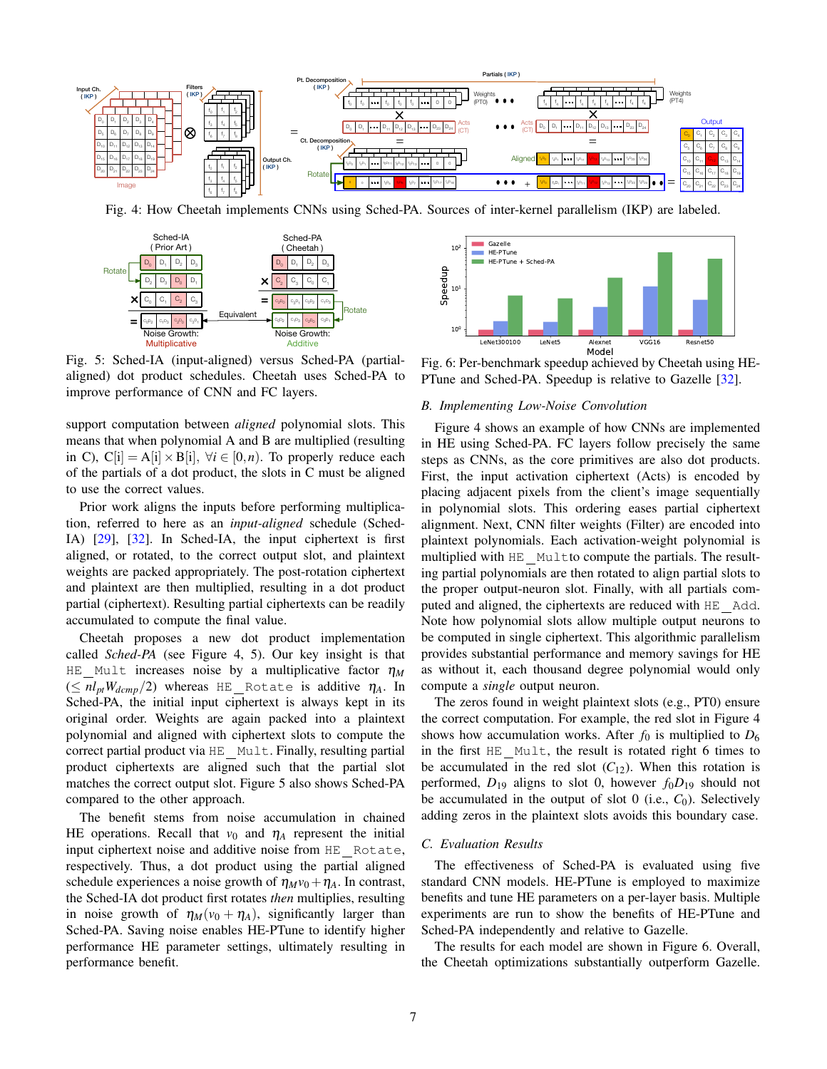Fig. 4: How Cheetah implements CNNs using Sched-PA. Sources of inter-kernel parallelism (IKP) are labeled.

Fig. 5: Sched-IA (input-aligned) versus Sched-PA (partial-aligned) dot product schedules. Cheetah uses Sched-PA to improve performance of CNN and FC layers.

support computation between *aligned* polynomial slots. This means that when polynomial A and B are multiplied (resulting in C), $C[i] = A[i] \times B[i]$, $\forall i \in [0, n)$. To properly reduce each of the partials of a dot product, the slots in C must be aligned to use the correct values.

Prior work aligns the inputs before performing multiplication, referred to here as an *input-aligned* schedule (Sched-IA) [29], [32]. In Sched-IA, the input ciphertext is first aligned, or rotated, to the correct output slot, and plaintext weights are packed appropriately. The post-rotation ciphertext and plaintext are then multiplied, resulting in a dot product partial (ciphertext). Resulting partial ciphertexts can be readily accumulated to compute the final value.

Cheetah proposes a new dot product implementation called *Sched-PA* (see Figure 4, 5). Our key insight is that HE_Mult increases noise by a multiplicative factor $\eta_M$ ($\leq nl_{pt}W_{dcmp}/2$) whereas HE_Rotate is additive $\eta_A$. In Sched-PA, the initial input ciphertext is always kept in its original order. Weights are again packed into a plaintext polynomial and aligned with ciphertext slots to compute the correct partial product via HE_Mult. Finally, resulting partial product ciphertexts are aligned such that the partial slot matches the correct output slot. Figure 5 also shows Sched-PA compared to the other approach.

The benefit stems from noise accumulation in chained HE operations. Recall that $v_0$ and $\eta_A$ represent the initial input ciphertext noise and additive noise from HE_Rotate, respectively. Thus, a dot product using the partial aligned schedule experiences a noise growth of $\eta_M v_0 + \eta_A$. In contrast, the Sched-IA dot product first rotates *then* multiplies, resulting in noise growth of $\eta_M(v_0 + \eta_A)$, significantly larger than Sched-PA. Saving noise enables HE-PTune to identify higher performance HE parameter settings, ultimately resulting in performance benefit.

Fig. 6: Per-benchmark speedup achieved by Cheetah using HE-PTune and Sched-PA. Speedup is relative to Gazelle [32].

### B. Implementing Low-Noise Convolution

Figure 4 shows an example of how CNNs are implemented in HE using Sched-PA. FC layers follow precisely the same steps as CNNs, as the core primitives are also dot products. First, the input activation ciphertext (Acts) is encoded by placing adjacent pixels from the client's image sequentially in polynomial slots. This ordering eases partial ciphertext alignment. Next, CNN filter weights (Filter) are encoded into plaintext polynomials. Each activation-weight polynomial is multiplied with HE_Multto compute the partials. The resulting partial polynomials are then rotated to align partial slots to the proper output-neuron slot. Finally, with all partials computed and aligned, the ciphertexts are reduced with HE_Add. Note how polynomial slots allow multiple output neurons to be computed in single ciphertext. This algorithmic parallelism provides substantial performance and memory savings for HE as without it, each thousand degree polynomial would only compute a *single* output neuron.

The zeros found in weight plaintext slots (e.g., PT0) ensure the correct computation. For example, the red slot in Figure 4 shows how accumulation works. After $f_0$ is multiplied to $D_6$ in the first HE_Mult, the result is rotated right 6 times to be accumulated in the red slot ($C_{12}$). When this rotation is performed, $D_{19}$ aligns to slot 0, however $f_0 D_{19}$ should not be accumulated in the output of slot 0 (i.e., $C_0$). Selectively adding zeros in the plaintext slots avoids this boundary case.

### C. Evaluation Results

The effectiveness of Sched-PA is evaluated using five standard CNN models. HE-PTune is employed to maximize benefits and tune HE parameters on a per-layer basis. Multiple experiments are run to show the benefits of HE-PTune and Sched-PA independently and relative to Gazelle.

The results for each model are shown in Figure 6. Overall, the Cheetah optimizations substantially outperform Gazelle.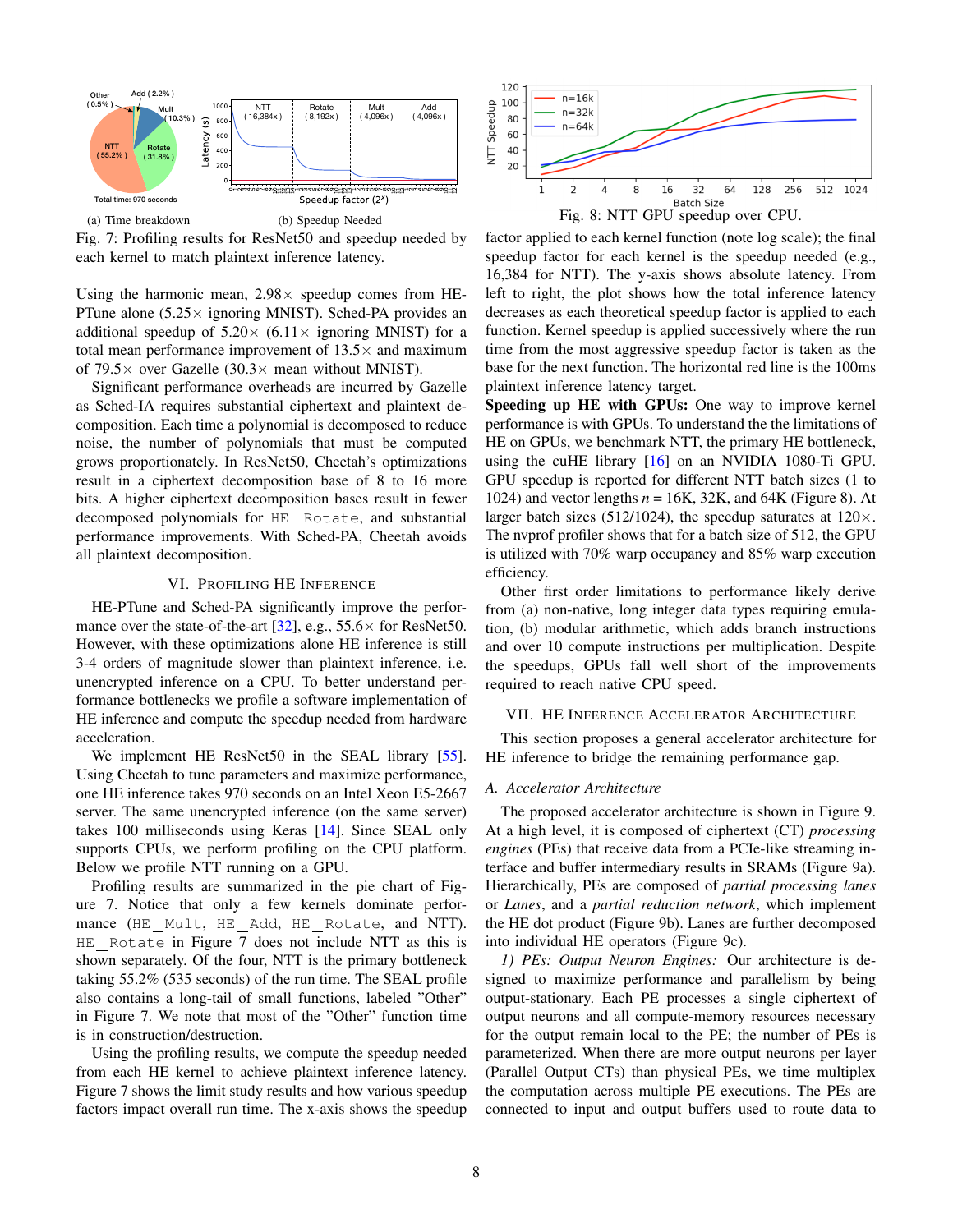(a) Time breakdown (b) Speedup Needed

Fig. 7: Profiling results for ResNet50 and speedup needed by each kernel to match plaintext inference latency.

Using the harmonic mean, 2.98× speedup comes from HE-PTune alone (5.25× ignoring MNIST). Sched-PA provides an additional speedup of 5.20× (6.11× ignoring MNIST) for a total mean performance improvement of 13.5× and maximum of 79.5× over Gazelle (30.3× mean without MNIST).

Significant performance overheads are incurred by Gazelle as Sched-IA requires substantial ciphertext and plaintext decomposition. Each time a polynomial is decomposed to reduce noise, the number of polynomials that must be computed grows proportionately. In ResNet50, Cheetah's optimizations result in a ciphertext decomposition base of 8 to 16 more bits. A higher ciphertext decomposition bases result in fewer decomposed polynomials for `HE_Rotate`, and substantial performance improvements. With Sched-PA, Cheetah avoids all plaintext decomposition.

## VI. Profiling HE Inference

HE-PTune and Sched-PA significantly improve the performance over the state-of-the-art [32], e.g., 55.6× for ResNet50. However, with these optimizations alone HE inference is still 3-4 orders of magnitude slower than plaintext inference, i.e. unencrypted inference on a CPU. To better understand performance bottlenecks we profile a software implementation of HE inference and compute the speedup needed from hardware acceleration.

We implement HE ResNet50 in the SEAL library [55]. Using Cheetah to tune parameters and maximize performance, one HE inference takes 970 seconds on an Intel Xeon E5-2667 server. The same unencrypted inference (on the same server) takes 100 milliseconds using Keras [14]. Since SEAL only supports CPUs, we perform profiling on the CPU platform. Below we profile NTT running on a GPU.

Profiling results are summarized in the pie chart of Figure 7. Notice that only a few kernels dominate performance (`HE_Mult`, `HE_Add`, `HE_Rotate`, and NTT). `HE_Rotate` in Figure 7 does not include NTT as this is shown separately. Of the four, NTT is the primary bottleneck taking 55.2% (535 seconds) of the run time. The SEAL profile also contains a long-tail of small functions, labeled "Other" in Figure 7. We note that most of the "Other" function time is in construction/destruction.

Using the profiling results, we compute the speedup needed from each HE kernel to achieve plaintext inference latency. Figure 7 shows the limit study results and how various speedup factors impact overall run time. The x-axis shows the speedup factor applied to each kernel function (note log scale); the final speedup factor for each kernel is the speedup needed (e.g., 16,384 for NTT). The y-axis shows absolute latency. From left to right, the plot shows how the total inference latency decreases as each theoretical speedup factor is applied to each function. Kernel speedup is applied successively where the run time from the most aggressive speedup factor is taken as the base for the next function. The horizontal red line is the 100ms plaintext inference latency target.

Fig. 8: NTT GPU speedup over CPU.

**Speeding up HE with GPUs:** One way to improve kernel performance is with GPUs. To understand the the limitations of HE on GPUs, we benchmark NTT, the primary HE bottleneck, using the cuHE library [16] on an NVIDIA 1080-Ti GPU. GPU speedup is reported for different NTT batch sizes (1 to 1024) and vector lengths $n$ = 16K, 32K, and 64K (Figure 8). At larger batch sizes (512/1024), the speedup saturates at 120×. The nvprof profiler shows that for a batch size of 512, the GPU is utilized with 70% warp occupancy and 85% warp execution efficiency.

Other first order limitations to performance likely derive from (a) non-native, long integer data types requiring emulation, (b) modular arithmetic, which adds branch instructions and over 10 compute instructions per multiplication. Despite the speedups, GPUs fall well short of the improvements required to reach native CPU speed.

## VII. HE Inference Accelerator Architecture

This section proposes a general accelerator architecture for HE inference to bridge the remaining performance gap.

### A. Accelerator Architecture

The proposed accelerator architecture is shown in Figure 9. At a high level, it is composed of ciphertext (CT) *processing engines* (PEs) that receive data from a PCIe-like streaming interface and buffer intermediary results in SRAMs (Figure 9a). Hierarchically, PEs are composed of *partial processing lanes* or *Lanes*, and a *partial reduction network*, which implement the HE dot product (Figure 9b). Lanes are further decomposed into individual HE operators (Figure 9c).

*1) PEs: Output Neuron Engines:* Our architecture is designed to maximize performance and parallelism by being output-stationary. Each PE processes a single ciphertext of output neurons and all compute-memory resources necessary for the output remain local to the PE; the number of PEs is parameterized. When there are more output neurons per layer (Parallel Output CTs) than physical PEs, we time multiplex the computation across multiple PE executions. The PEs are connected to input and output buffers used to route data to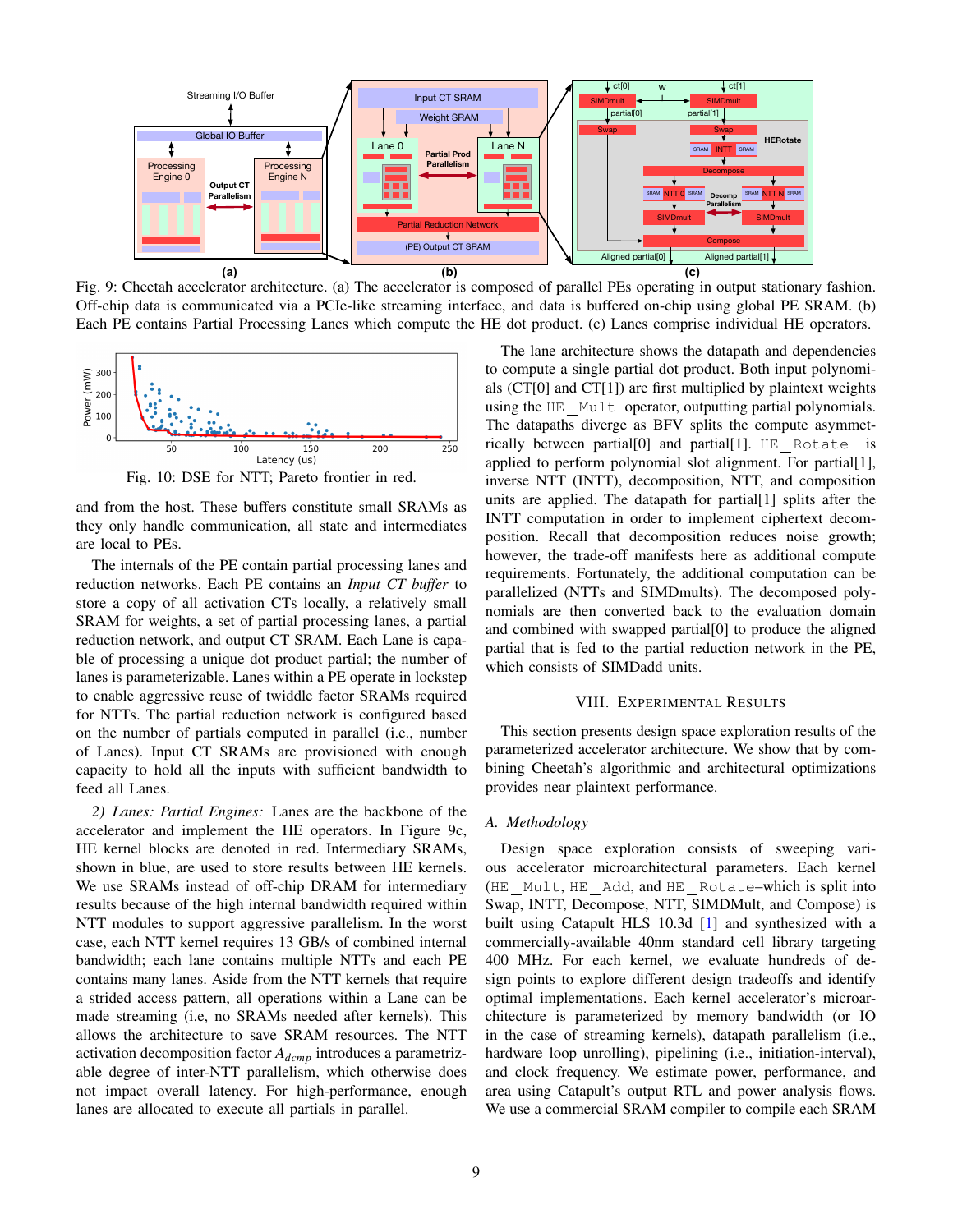Fig. 9: Cheetah accelerator architecture. (a) The accelerator is composed of parallel PEs operating in output stationary fashion. Off-chip data is communicated via a PCIe-like streaming interface, and data is buffered on-chip using global PE SRAM. (b) Each PE contains Partial Processing Lanes which compute the HE dot product. (c) Lanes comprise individual HE operators.

Fig. 10: DSE for NTT; Pareto frontier in red.

and from the host. These buffers constitute small SRAMs as they only handle communication, all state and intermediates are local to PEs.

The internals of the PE contain partial processing lanes and reduction networks. Each PE contains an *Input CT buffer* to store a copy of all activation CTs locally, a relatively small SRAM for weights, a set of partial processing lanes, a partial reduction network, and output CT SRAM. Each Lane is capable of processing a unique dot product partial; the number of lanes is parameterizable. Lanes within a PE operate in lockstep to enable aggressive reuse of twiddle factor SRAMs required for NTTs. The partial reduction network is configured based on the number of partials computed in parallel (i.e., number of Lanes). Input CT SRAMs are provisioned with enough capacity to hold all the inputs with sufficient bandwidth to feed all Lanes.

*2) Lanes: Partial Engines:* Lanes are the backbone of the accelerator and implement the HE operators. In Figure 9c, HE kernel blocks are denoted in red. Intermediary SRAMs, shown in blue, are used to store results between HE kernels. We use SRAMs instead of off-chip DRAM for intermediary results because of the high internal bandwidth required within NTT modules to support aggressive parallelism. In the worst case, each NTT kernel requires 13 GB/s of combined internal bandwidth; each lane contains multiple NTTs and each PE contains many lanes. Aside from the NTT kernels that require a strided access pattern, all operations within a Lane can be made streaming (i.e, no SRAMs needed after kernels). This allows the architecture to save SRAM resources. The NTT activation decomposition factor $A_{dcmp}$ introduces a parametrizable degree of inter-NTT parallelism, which otherwise does not impact overall latency. For high-performance, enough lanes are allocated to execute all partials in parallel.

The lane architecture shows the datapath and dependencies to compute a single partial dot product. Both input polynomials (CT[0] and CT[1]) are first multiplied by plaintext weights using the `HE_Mult` operator, outputting partial polynomials. The datapaths diverge as BFV splits the compute asymmetrically between partial[0] and partial[1]. `HE_Rotate` is applied to perform polynomial slot alignment. For partial[1], inverse NTT (INTT), decomposition, NTT, and composition units are applied. The datapath for partial[1] splits after the INTT computation in order to implement ciphertext decomposition. Recall that decomposition reduces noise growth; however, the trade-off manifests here as additional compute requirements. Fortunately, the additional computation can be parallelized (NTTs and SIMDmults). The decomposed polynomials are then converted back to the evaluation domain and combined with swapped partial[0] to produce the aligned partial that is fed to the partial reduction network in the PE, which consists of SIMDadd units.

## VIII. Experimental Results

This section presents design space exploration results of the parameterized accelerator architecture. We show that by combining Cheetah's algorithmic and architectural optimizations provides near plaintext performance.

### A. Methodology

Design space exploration consists of sweeping various accelerator microarchitectural parameters. Each kernel (`HE_Mult`, `HE_Add`, and `HE_Rotate`–which is split into Swap, INTT, Decompose, NTT, SIMDMult, and Compose) is built using Catapult HLS 10.3d [1] and synthesized with a commercially-available 40nm standard cell library targeting 400 MHz. For each kernel, we evaluate hundreds of design points to explore different design tradeoffs and identify optimal implementations. Each kernel accelerator's microarchitecture is parameterized by memory bandwidth (or IO in the case of streaming kernels), datapath parallelism (i.e., hardware loop unrolling), pipelining (i.e., initiation-interval), and clock frequency. We estimate power, performance, and area using Catapult's output RTL and power analysis flows. We use a commercial SRAM compiler to compile each SRAM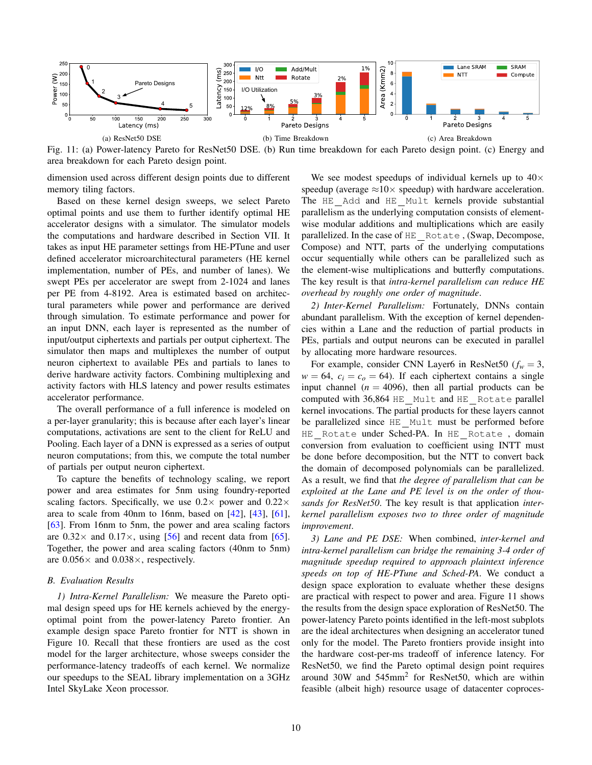(a) ResNet50 DSE

(b) Time Breakdown

(c) Area Breakdown

Fig. 11: (a) Power-latency Pareto for ResNet50 DSE. (b) Run time breakdown for each Pareto design point. (c) Energy and area breakdown for each Pareto design point.

dimension used across different design points due to different memory tiling factors.

Based on these kernel design sweeps, we select Pareto optimal points and use them to further identify optimal HE accelerator designs with a simulator. The simulator models the computations and hardware described in Section VII. It takes as input HE parameter settings from HE-PTune and user defined accelerator microarchitectural parameters (HE kernel implementation, number of PEs, and number of lanes). We swept PEs per accelerator are swept from 2-1024 and lanes per PE from 4-8192. Area is estimated based on architectural parameters while power and performance are derived through simulation. To estimate performance and power for an input DNN, each layer is represented as the number of input/output ciphertexts and partials per output ciphertext. The simulator then maps and multiplexes the number of output neuron ciphertext to available PEs and partials to lanes to derive hardware activity factors. Combining multiplexing and activity factors with HLS latency and power results estimates accelerator performance.

The overall performance of a full inference is modeled on a per-layer granularity; this is because after each layer's linear computations, activations are sent to the client for ReLU and Pooling. Each layer of a DNN is expressed as a series of output neuron computations; from this, we compute the total number of partials per output neuron ciphertext.

To capture the benefits of technology scaling, we report power and area estimates for 5nm using foundry-reported scaling factors. Specifically, we use 0.2× power and 0.22× area to scale from 40nm to 16nm, based on [42], [43], [61], [63]. From 16nm to 5nm, the power and area scaling factors are 0.32× and 0.17×, using [56] and recent data from [65]. Together, the power and area scaling factors (40nm to 5nm) are 0.056× and 0.038×, respectively.

### B. Evaluation Results

*1) Intra-Kernel Parallelism:* We measure the Pareto optimal design speed ups for HE kernels achieved by the energy-optimal point from the power-latency Pareto frontier. An example design space Pareto frontier for NTT is shown in Figure 10. Recall that these frontiers are used as the cost model for the larger architecture, whose sweeps consider the performance-latency tradeoffs of each kernel. We normalize our speedups to the SEAL library implementation on a 3GHz Intel SkyLake Xeon processor.

We see modest speedups of individual kernels up to 40× speedup (average ≈10× speedup) with hardware acceleration. The HE_Add and HE_Mult kernels provide substantial parallelism as the underlying computation consists of element-wise modular additions and multiplications which are easily parallelized. In the case of HE_Rotate , (Swap, Decompose, Compose) and NTT, parts of the underlying computations occur sequentially while others can be parallelized such as the element-wise multiplications and butterfly computations. The key result is that *intra-kernel parallelism can reduce HE overhead by roughly one order of magnitude*.

*2) Inter-Kernel Parallelism:* Fortunately, DNNs contain abundant parallelism. With the exception of kernel dependencies within a Lane and the reduction of partial products in PEs, partials and output neurons can be executed in parallel by allocating more hardware resources.

For example, consider CNN Layer6 in ResNet50 ($f_w = 3$, $w = 64$, $c_i = c_o = 64$). If each ciphertext contains a single input channel ($n = 4096$), then all partial products can be computed with 36,864 HE_Mult and HE_Rotate parallel kernel invocations. The partial products for these layers cannot be parallelized since HE_Mult must be performed before HE_Rotate under Sched-PA. In HE_Rotate , domain conversion from evaluation to coefficient using INTT must be done before decomposition, but the NTT to convert back the domain of decomposed polynomials can be parallelized. As a result, we find that *the degree of parallelism that can be exploited at the Lane and PE level is on the order of thousands for ResNet50*. The key result is that application *inter-kernel parallelism exposes two to three order of magnitude improvement*.

*3) Lane and PE DSE:* When combined, *inter-kernel and intra-kernel parallelism can bridge the remaining 3-4 order of magnitude speedup required to approach plaintext inference speeds on top of HE-PTune and Sched-PA*. We conduct a design space exploration to evaluate whether these designs are practical with respect to power and area. Figure 11 shows the results from the design space exploration of ResNet50. The power-latency Pareto points identified in the left-most subplots are the ideal architectures when designing an accelerator tuned only for the model. The Pareto frontiers provide insight into the hardware cost-per-ms tradeoff of inference latency. For ResNet50, we find the Pareto optimal design point requires around 30W and 545mm$^2$ for ResNet50, which are within feasible (albeit high) resource usage of datacenter coproces-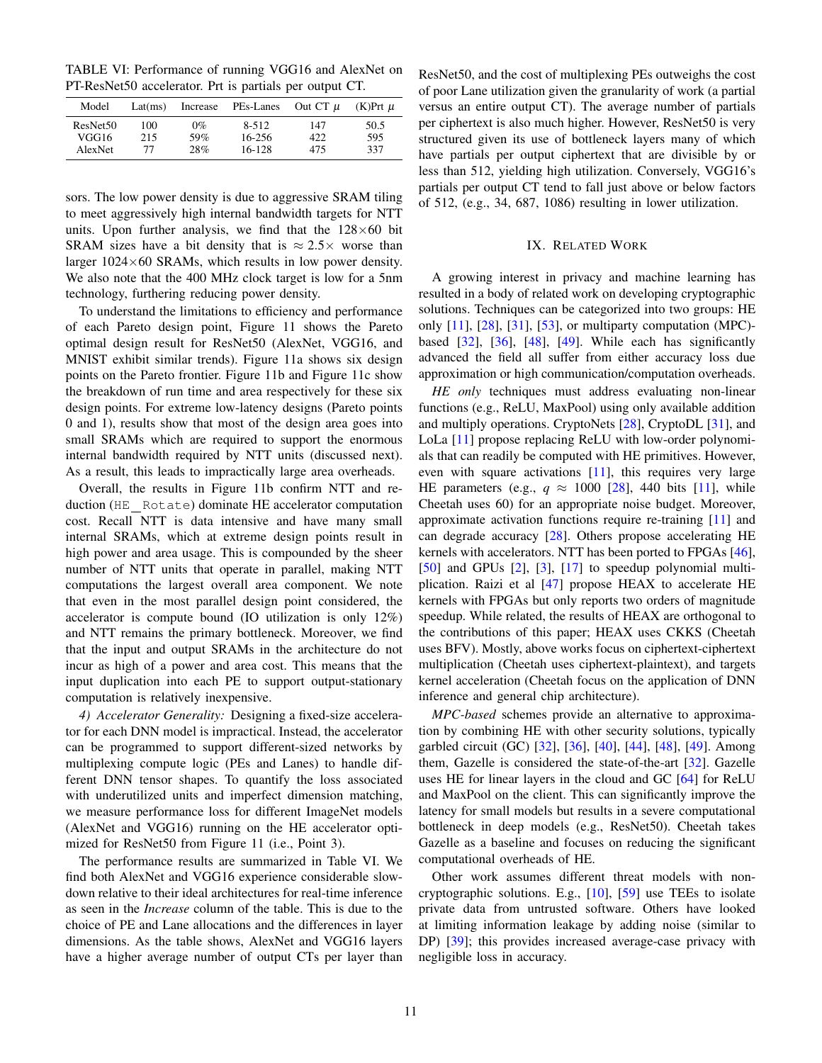TABLE VI: Performance of running VGG16 and AlexNet on PT-ResNet50 accelerator. Prt is partials per output CT.

| Model | Lat(ms) | Increase | PEs-Lanes | Out CT $\mu$ | (K)Prt $\mu$ |
|---|---|---|---|---|---|
| ResNet50 | 100 | 0% | 8-512 | 147 | 50.5 |
| VGG16 | 215 | 59% | 16-256 | 422 | 595 |
| AlexNet | 77 | 28% | 16-128 | 475 | 337 |

sors. The low power density is due to aggressive SRAM tiling to meet aggressively high internal bandwidth targets for NTT units. Upon further analysis, we find that the 128×60 bit SRAM sizes have a bit density that is $\approx 2.5\times$ worse than larger 1024×60 SRAMs, which results in low power density. We also note that the 400 MHz clock target is low for a 5nm technology, furthering reducing power density.

To understand the limitations to efficiency and performance of each Pareto design point, Figure 11 shows the Pareto optimal design result for ResNet50 (AlexNet, VGG16, and MNIST exhibit similar trends). Figure 11a shows six design points on the Pareto frontier. Figure 11b and Figure 11c show the breakdown of run time and area respectively for these six design points. For extreme low-latency designs (Pareto points 0 and 1), results show that most of the design area goes into small SRAMs which are required to support the enormous internal bandwidth required by NTT units (discussed next). As a result, this leads to impractically large area overheads.

Overall, the results in Figure 11b confirm NTT and reduction (`HE_Rotate`) dominate HE accelerator computation cost. Recall NTT is data intensive and have many small internal SRAMs, which at extreme design points result in high power and area usage. This is compounded by the sheer number of NTT units that operate in parallel, making NTT computations the largest overall area component. We note that even in the most parallel design point considered, the accelerator is compute bound (IO utilization is only 12%) and NTT remains the primary bottleneck. Moreover, we find that the input and output SRAMs in the architecture do not incur as high of a power and area cost. This means that the input duplication into each PE to support output-stationary computation is relatively inexpensive.

*4) Accelerator Generality:* Designing a fixed-size accelerator for each DNN model is impractical. Instead, the accelerator can be programmed to support different-sized networks by multiplexing compute logic (PEs and Lanes) to handle different DNN tensor shapes. To quantify the loss associated with underutilized units and imperfect dimension matching, we measure performance loss for different ImageNet models (AlexNet and VGG16) running on the HE accelerator optimized for ResNet50 from Figure 11 (i.e., Point 3).

The performance results are summarized in Table VI. We find both AlexNet and VGG16 experience considerable slowdown relative to their ideal architectures for real-time inference as seen in the *Increase* column of the table. This is due to the choice of PE and Lane allocations and the differences in layer dimensions. As the table shows, AlexNet and VGG16 layers have a higher average number of output CTs per layer than ResNet50, and the cost of multiplexing PEs outweighs the cost of poor Lane utilization given the granularity of work (a partial versus an entire output CT). The average number of partials per ciphertext is also much higher. However, ResNet50 is very structured given its use of bottleneck layers many of which have partials per output ciphertext that are divisible by or less than 512, yielding high utilization. Conversely, VGG16's partials per output CT tend to fall just above or below factors of 512, (e.g., 34, 687, 1086) resulting in lower utilization.

## IX. Related Work

A growing interest in privacy and machine learning has resulted in a body of related work on developing cryptographic solutions. Techniques can be categorized into two groups: HE only [11], [28], [31], [53], or multiparty computation (MPC)-based [32], [36], [48], [49]. While each has significantly advanced the field all suffer from either accuracy loss due approximation or high communication/computation overheads.

*HE only* techniques must address evaluating non-linear functions (e.g., ReLU, MaxPool) using only available addition and multiply operations. CryptoNets [28], CryptoDL [31], and LoLa [11] propose replacing ReLU with low-order polynomials that can readily be computed with HE primitives. However, even with square activations [11], this requires very large HE parameters (e.g., $q \approx 1000$ [28], 440 bits [11], while Cheetah uses 60) for an appropriate noise budget. Moreover, approximate activation functions require re-training [11] and can degrade accuracy [28]. Others propose accelerating HE kernels with accelerators. NTT has been ported to FPGAs [46], [50] and GPUs [2], [3], [17] to speedup polynomial multiplication. Raizi et al [47] propose HEAX to accelerate HE kernels with FPGAs but only reports two orders of magnitude speedup. While related, the results of HEAX are orthogonal to the contributions of this paper; HEAX uses CKKS (Cheetah uses BFV). Mostly, above works focus on ciphertext-ciphertext multiplication (Cheetah uses ciphertext-plaintext), and targets kernel acceleration (Cheetah focus on the application of DNN inference and general chip architecture).

*MPC-based* schemes provide an alternative to approximation by combining HE with other security solutions, typically garbled circuit (GC) [32], [36], [40], [44], [48], [49]. Among them, Gazelle is considered the state-of-the-art [32]. Gazelle uses HE for linear layers in the cloud and GC [64] for ReLU and MaxPool on the client. This can significantly improve the latency for small models but results in a severe computational bottleneck in deep models (e.g., ResNet50). Cheetah takes Gazelle as a baseline and focuses on reducing the significant computational overheads of HE.

Other work assumes different threat models with non-cryptographic solutions. E.g., [10], [59] use TEEs to isolate private data from untrusted software. Others have looked at limiting information leakage by adding noise (similar to DP) [39]; this provides increased average-case privacy with negligible loss in accuracy.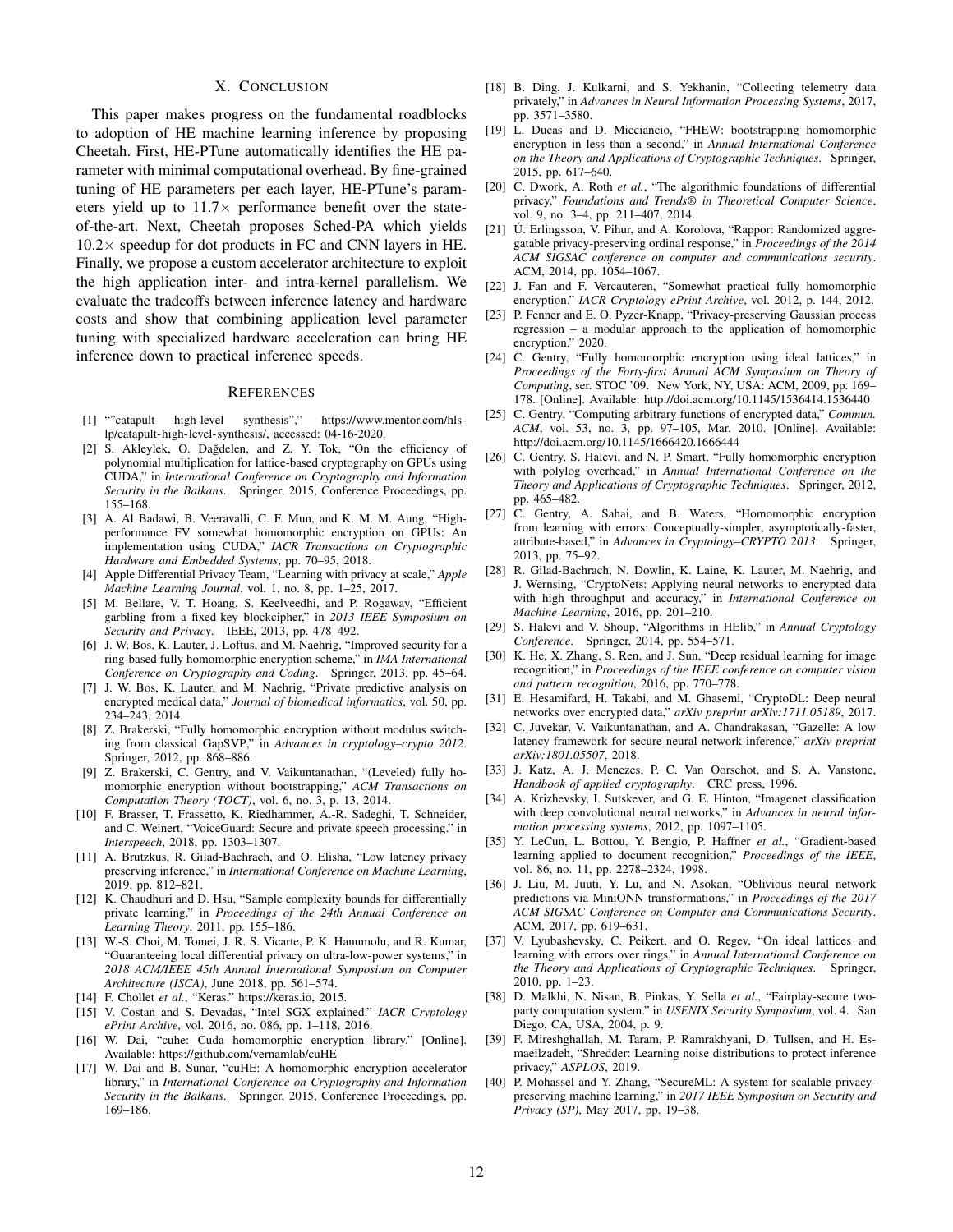## X. Conclusion

This paper makes progress on the fundamental roadblocks to adoption of HE machine learning inference by proposing Cheetah. First, HE-PTune automatically identifies the HE parameter with minimal computational overhead. By fine-grained tuning of HE parameters per each layer, HE-PTune's parameters yield up to $11.7\times$ performance benefit over the state-of-the-art. Next, Cheetah proposes Sched-PA which yields $10.2\times$ speedup for dot products in FC and CNN layers in HE. Finally, we propose a custom accelerator architecture to exploit the high application inter- and intra-kernel parallelism. We evaluate the tradeoffs between inference latency and hardware costs and show that combining application level parameter tuning with specialized hardware acceleration can bring HE inference down to practical inference speeds.

## References

[1] ""catapult high-level synthesis"," https://www.mentor.com/hls-lp/catapult-high-level-synthesis/, accessed: 04-16-2020.

[2] S. Akleylek, O. Dağdelen, and Z. Y. Tok, "On the efficiency of polynomial multiplication for lattice-based cryptography on GPUs using CUDA," in *International Conference on Cryptography and Information Security in the Balkans*. Springer, 2015, Conference Proceedings, pp. 155–168.

[3] A. Al Badawi, B. Veeravalli, C. F. Mun, and K. M. M. Aung, "High-performance FV somewhat homomorphic encryption on GPUs: An implementation using CUDA," *IACR Transactions on Cryptographic Hardware and Embedded Systems*, pp. 70–95, 2018.

[4] Apple Differential Privacy Team, "Learning with privacy at scale," *Apple Machine Learning Journal*, vol. 1, no. 8, pp. 1–25, 2017.

[5] M. Bellare, V. T. Hoang, S. Keelveedhi, and P. Rogaway, "Efficient garbling from a fixed-key blockcipher," in *2013 IEEE Symposium on Security and Privacy*. IEEE, 2013, pp. 478–492.

[6] J. W. Bos, K. Lauter, J. Loftus, and M. Naehrig, "Improved security for a ring-based fully homomorphic encryption scheme," in *IMA International Conference on Cryptography and Coding*. Springer, 2013, pp. 45–64.

[7] J. W. Bos, K. Lauter, and M. Naehrig, "Private predictive analysis on encrypted medical data," *Journal of biomedical informatics*, vol. 50, pp. 234–243, 2014.

[8] Z. Brakerski, "Fully homomorphic encryption without modulus switching from classical GapSVP," in *Advances in cryptology–crypto 2012*. Springer, 2012, pp. 868–886.

[9] Z. Brakerski, C. Gentry, and V. Vaikuntanathan, "(Leveled) fully homomorphic encryption without bootstrapping," *ACM Transactions on Computation Theory (TOCT)*, vol. 6, no. 3, p. 13, 2014.

[10] F. Brasser, T. Frassetto, K. Riedhammer, A.-R. Sadeghi, T. Schneider, and C. Weinert, "VoiceGuard: Secure and private speech processing." in *Interspeech*, 2018, pp. 1303–1307.

[11] A. Brutzkus, R. Gilad-Bachrach, and O. Elisha, "Low latency privacy preserving inference," in *International Conference on Machine Learning*, 2019, pp. 812–821.

[12] K. Chaudhuri and D. Hsu, "Sample complexity bounds for differentially private learning," in *Proceedings of the 24th Annual Conference on Learning Theory*, 2011, pp. 155–186.

[13] W.-S. Choi, M. Tomei, J. R. S. Vicarte, P. K. Hanumolu, and R. Kumar, "Guaranteeing local differential privacy on ultra-low-power systems," in *2018 ACM/IEEE 45th Annual International Symposium on Computer Architecture (ISCA)*, June 2018, pp. 561–574.

[14] F. Chollet *et al.*, "Keras," https://keras.io, 2015.

[15] V. Costan and S. Devadas, "Intel SGX explained." *IACR Cryptology ePrint Archive*, vol. 2016, no. 086, pp. 1–118, 2016.

[16] W. Dai, "cuhe: Cuda homomorphic encryption library." [Online]. Available: https://github.com/vernamlab/cuHE

[17] W. Dai and B. Sunar, "cuHE: A homomorphic encryption accelerator library," in *International Conference on Cryptography and Information Security in the Balkans*. Springer, 2015, Conference Proceedings, pp. 169–186.

[18] B. Ding, J. Kulkarni, and S. Yekhanin, "Collecting telemetry data privately," in *Advances in Neural Information Processing Systems*, 2017, pp. 3571–3580.

[19] L. Ducas and D. Micciancio, "FHEW: bootstrapping homomorphic encryption in less than a second," in *Annual International Conference on the Theory and Applications of Cryptographic Techniques*. Springer, 2015, pp. 617–640.

[20] C. Dwork, A. Roth *et al.*, "The algorithmic foundations of differential privacy," *Foundations and Trends® in Theoretical Computer Science*, vol. 9, no. 3–4, pp. 211–407, 2014.

[21] Ú. Erlingsson, V. Pihur, and A. Korolova, "Rappor: Randomized aggregatable privacy-preserving ordinal response," in *Proceedings of the 2014 ACM SIGSAC conference on computer and communications security*. ACM, 2014, pp. 1054–1067.

[22] J. Fan and F. Vercauteren, "Somewhat practical fully homomorphic encryption." *IACR Cryptology ePrint Archive*, vol. 2012, p. 144, 2012.

[23] P. Fenner and E. O. Pyzer-Knapp, "Privacy-preserving Gaussian process regression – a modular approach to the application of homomorphic encryption," 2020.

[24] C. Gentry, "Fully homomorphic encryption using ideal lattices," in *Proceedings of the Forty-first Annual ACM Symposium on Theory of Computing*, ser. STOC '09. New York, NY, USA: ACM, 2009, pp. 169–178. [Online]. Available: http://doi.acm.org/10.1145/1536414.1536440

[25] C. Gentry, "Computing arbitrary functions of encrypted data," *Commun. ACM*, vol. 53, no. 3, pp. 97–105, Mar. 2010. [Online]. Available: http://doi.acm.org/10.1145/1666420.1666444

[26] C. Gentry, S. Halevi, and N. P. Smart, "Fully homomorphic encryption with polylog overhead," in *Annual International Conference on the Theory and Applications of Cryptographic Techniques*. Springer, 2012, pp. 465–482.

[27] C. Gentry, A. Sahai, and B. Waters, "Homomorphic encryption from learning with errors: Conceptually-simpler, asymptotically-faster, attribute-based," in *Advances in Cryptology–CRYPTO 2013*. Springer, 2013, pp. 75–92.

[28] R. Gilad-Bachrach, N. Dowlin, K. Laine, K. Lauter, M. Naehrig, and J. Wernsing, "CryptoNets: Applying neural networks to encrypted data with high throughput and accuracy," in *International Conference on Machine Learning*, 2016, pp. 201–210.

[29] S. Halevi and V. Shoup, "Algorithms in HElib," in *Annual Cryptology Conference*. Springer, 2014, pp. 554–571.

[30] K. He, X. Zhang, S. Ren, and J. Sun, "Deep residual learning for image recognition," in *Proceedings of the IEEE conference on computer vision and pattern recognition*, 2016, pp. 770–778.

[31] E. Hesamifard, H. Takabi, and M. Ghasemi, "CryptoDL: Deep neural networks over encrypted data," *arXiv preprint arXiv:1711.05189*, 2017.

[32] C. Juvekar, V. Vaikuntanathan, and A. Chandrakasan, "Gazelle: A low latency framework for secure neural network inference," *arXiv preprint arXiv:1801.05507*, 2018.

[33] J. Katz, A. J. Menezes, P. C. Van Oorschot, and S. A. Vanstone, *Handbook of applied cryptography*. CRC press, 1996.

[34] A. Krizhevsky, I. Sutskever, and G. E. Hinton, "Imagenet classification with deep convolutional neural networks," in *Advances in neural information processing systems*, 2012, pp. 1097–1105.

[35] Y. LeCun, L. Bottou, Y. Bengio, P. Haffner *et al.*, "Gradient-based learning applied to document recognition," *Proceedings of the IEEE*, vol. 86, no. 11, pp. 2278–2324, 1998.

[36] J. Liu, M. Juuti, Y. Lu, and N. Asokan, "Oblivious neural network predictions via MiniONN transformations," in *Proceedings of the 2017 ACM SIGSAC Conference on Computer and Communications Security*. ACM, 2017, pp. 619–631.

[37] V. Lyubashevsky, C. Peikert, and O. Regev, "On ideal lattices and learning with errors over rings," in *Annual International Conference on the Theory and Applications of Cryptographic Techniques*. Springer, 2010, pp. 1–23.

[38] D. Malkhi, N. Nisan, B. Pinkas, Y. Sella *et al.*, "Fairplay-secure two-party computation system." in *USENIX Security Symposium*, vol. 4. San Diego, CA, USA, 2004, p. 9.

[39] F. Mireshghallah, M. Taram, P. Ramrakhyani, D. Tullsen, and H. Esmaeilzadeh, "Shredder: Learning noise distributions to protect inference privacy," *ASPLOS*, 2019.

[40] P. Mohassel and Y. Zhang, "SecureML: A system for scalable privacy-preserving machine learning," in *2017 IEEE Symposium on Security and Privacy (SP)*, May 2017, pp. 19–38.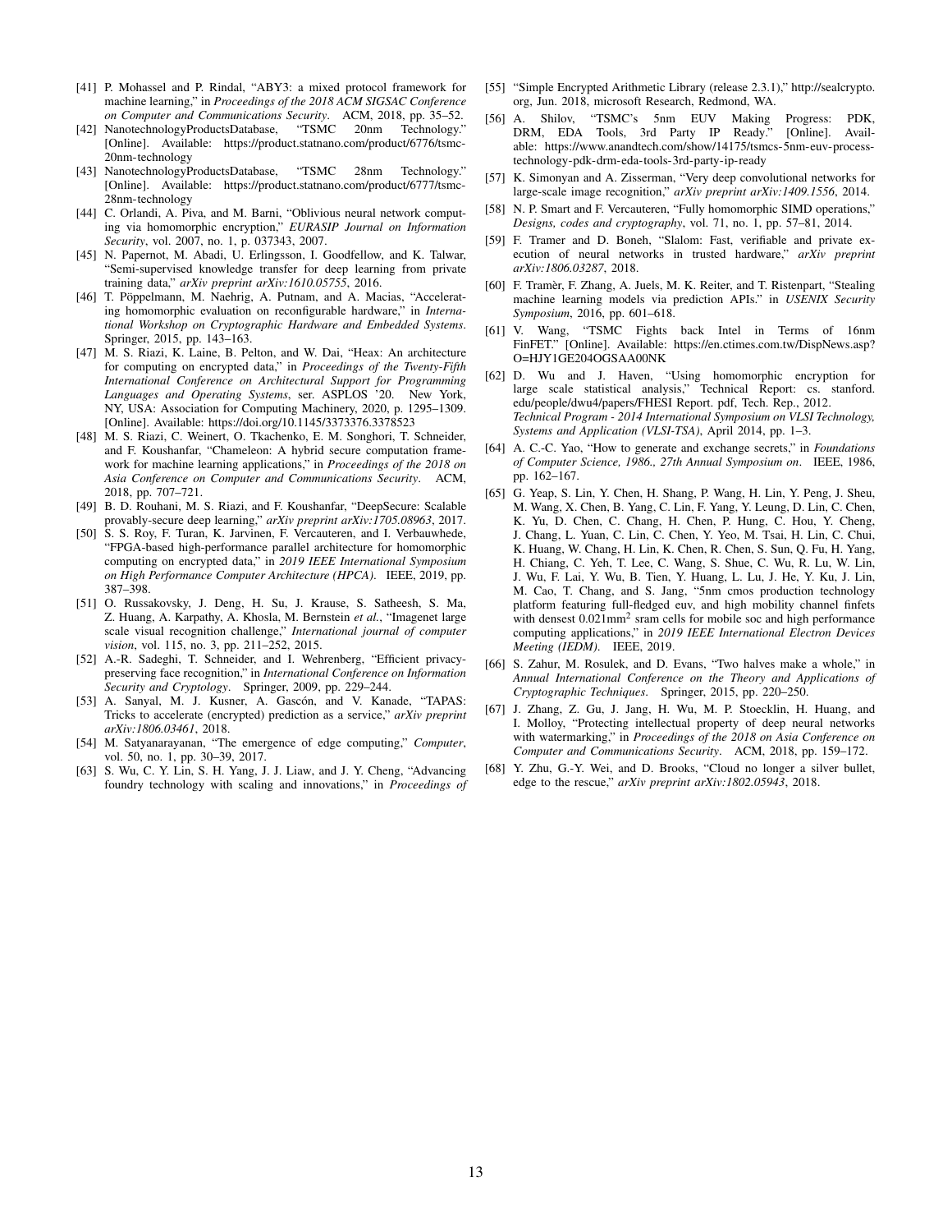[41] P. Mohassel and P. Rindal, "ABY3: a mixed protocol framework for machine learning," in *Proceedings of the 2018 ACM SIGSAC Conference on Computer and Communications Security*. ACM, 2018, pp. 35–52.

[42] NanotechnologyProductsDatabase, "TSMC 20nm Technology." [Online]. Available: https://product.statnano.com/product/6776/tsmc-20nm-technology

[43] NanotechnologyProductsDatabase, "TSMC 28nm Technology." [Online]. Available: https://product.statnano.com/product/6777/tsmc-28nm-technology

[44] C. Orlandi, A. Piva, and M. Barni, "Oblivious neural network computing via homomorphic encryption," *EURASIP Journal on Information Security*, vol. 2007, no. 1, p. 037343, 2007.

[45] N. Papernot, M. Abadi, U. Erlingsson, I. Goodfellow, and K. Talwar, "Semi-supervised knowledge transfer for deep learning from private training data," *arXiv preprint arXiv:1610.05755*, 2016.

[46] T. Pöppelmann, M. Naehrig, A. Putnam, and A. Macias, "Accelerating homomorphic evaluation on reconfigurable hardware," in *International Workshop on Cryptographic Hardware and Embedded Systems*. Springer, 2015, pp. 143–163.

[47] M. S. Riazi, K. Laine, B. Pelton, and W. Dai, "Heax: An architecture for computing on encrypted data," in *Proceedings of the Twenty-Fifth International Conference on Architectural Support for Programming Languages and Operating Systems*, ser. ASPLOS '20. New York, NY, USA: Association for Computing Machinery, 2020, p. 1295–1309. [Online]. Available: https://doi.org/10.1145/3373376.3378523

[48] M. S. Riazi, C. Weinert, O. Tkachenko, E. M. Songhori, T. Schneider, and F. Koushanfar, "Chameleon: A hybrid secure computation framework for machine learning applications," in *Proceedings of the 2018 on Asia Conference on Computer and Communications Security*. ACM, 2018, pp. 707–721.

[49] B. D. Rouhani, M. S. Riazi, and F. Koushanfar, "DeepSecure: Scalable provably-secure deep learning," *arXiv preprint arXiv:1705.08963*, 2017.

[50] S. S. Roy, F. Turan, K. Jarvinen, F. Vercauteren, and I. Verbauwhede, "FPGA-based high-performance parallel architecture for homomorphic computing on encrypted data," in *2019 IEEE International Symposium on High Performance Computer Architecture (HPCA)*. IEEE, 2019, pp. 387–398.

[51] O. Russakovsky, J. Deng, H. Su, J. Krause, S. Satheesh, S. Ma, Z. Huang, A. Karpathy, A. Khosla, M. Bernstein *et al.*, "Imagenet large scale visual recognition challenge," *International journal of computer vision*, vol. 115, no. 3, pp. 211–252, 2015.

[52] A.-R. Sadeghi, T. Schneider, and I. Wehrenberg, "Efficient privacy-preserving face recognition," in *International Conference on Information Security and Cryptology*. Springer, 2009, pp. 229–244.

[53] A. Sanyal, M. J. Kusner, A. Gascón, and V. Kanade, "TAPAS: Tricks to accelerate (encrypted) prediction as a service," *arXiv preprint arXiv:1806.03461*, 2018.

[54] M. Satyanarayanan, "The emergence of edge computing," *Computer*, vol. 50, no. 1, pp. 30–39, 2017.

[63] S. Wu, C. Y. Lin, S. H. Yang, J. J. Liaw, and J. Y. Cheng, "Advancing foundry technology with scaling and innovations," in *Proceedings of Technical Program - 2014 International Symposium on VLSI Technology, Systems and Application (VLSI-TSA)*, April 2014, pp. 1–3.

[55] "Simple Encrypted Arithmetic Library (release 2.3.1)," http://sealcrypto.org, Jun. 2018, microsoft Research, Redmond, WA.

[56] A. Shilov, "TSMC's 5nm EUV Making Progress: PDK, DRM, EDA Tools, 3rd Party IP Ready." [Online]. Available: https://www.anandtech.com/show/14175/tsmcs-5nm-euv-process-technology-pdk-drm-eda-tools-3rd-party-ip-ready

[57] K. Simonyan and A. Zisserman, "Very deep convolutional networks for large-scale image recognition," *arXiv preprint arXiv:1409.1556*, 2014.

[58] N. P. Smart and F. Vercauteren, "Fully homomorphic SIMD operations," *Designs, codes and cryptography*, vol. 71, no. 1, pp. 57–81, 2014.

[59] F. Tramer and D. Boneh, "Slalom: Fast, verifiable and private execution of neural networks in trusted hardware," *arXiv preprint arXiv:1806.03287*, 2018.

[60] F. Tramèr, F. Zhang, A. Juels, M. K. Reiter, and T. Ristenpart, "Stealing machine learning models via prediction APIs." in *USENIX Security Symposium*, 2016, pp. 601–618.

[61] V. Wang, "TSMC Fights back Intel in Terms of 16nm FinFET." [Online]. Available: https://en.ctimes.com.tw/DispNews.asp?O=HJY1GE204OGSAA00NK

[62] D. Wu and J. Haven, "Using homomorphic encryption for large scale statistical analysis," Technical Report: cs. stanford. edu/people/dwu4/papers/FHESI Report. pdf, Tech. Rep., 2012.

[64] A. C.-C. Yao, "How to generate and exchange secrets," in *Foundations of Computer Science, 1986., 27th Annual Symposium on*. IEEE, 1986, pp. 162–167.

[65] G. Yeap, S. Lin, Y. Chen, H. Shang, P. Wang, H. Lin, Y. Peng, J. Sheu, M. Wang, X. Chen, B. Yang, C. Lin, F. Yang, Y. Leung, D. Lin, C. Chen, K. Yu, D. Chen, C. Chang, H. Chen, P. Hung, C. Hou, Y. Cheng, J. Chang, L. Yuan, C. Lin, C. Chen, Y. Yeo, M. Tsai, H. Lin, C. Chui, K. Huang, W. Chang, H. Lin, K. Chen, R. Chen, S. Sun, Q. Fu, H. Yang, H. Chiang, C. Yeh, T. Lee, C. Wang, S. Shue, C. Wu, R. Lu, W. Lin, J. Wu, F. Lai, Y. Wu, B. Tien, Y. Huang, L. Lu, J. He, Y. Ku, J. Lin, M. Cao, T. Chang, and S. Jang, "5nm cmos production technology platform featuring full-fledged euv, and high mobility channel finfets with densest $0.021\text{mm}^2$ sram cells for mobile soc and high performance computing applications," in *2019 IEEE International Electron Devices Meeting (IEDM)*. IEEE, 2019.

[66] S. Zahur, M. Rosulek, and D. Evans, "Two halves make a whole," in *Annual International Conference on the Theory and Applications of Cryptographic Techniques*. Springer, 2015, pp. 220–250.

[67] J. Zhang, Z. Gu, J. Jang, H. Wu, M. P. Stoecklin, H. Huang, and I. Molloy, "Protecting intellectual property of deep neural networks with watermarking," in *Proceedings of the 2018 on Asia Conference on Computer and Communications Security*. ACM, 2018, pp. 159–172.

[68] Y. Zhu, G.-Y. Wei, and D. Brooks, "Cloud no longer a silver bullet, edge to the rescue," *arXiv preprint arXiv:1802.05943*, 2018.